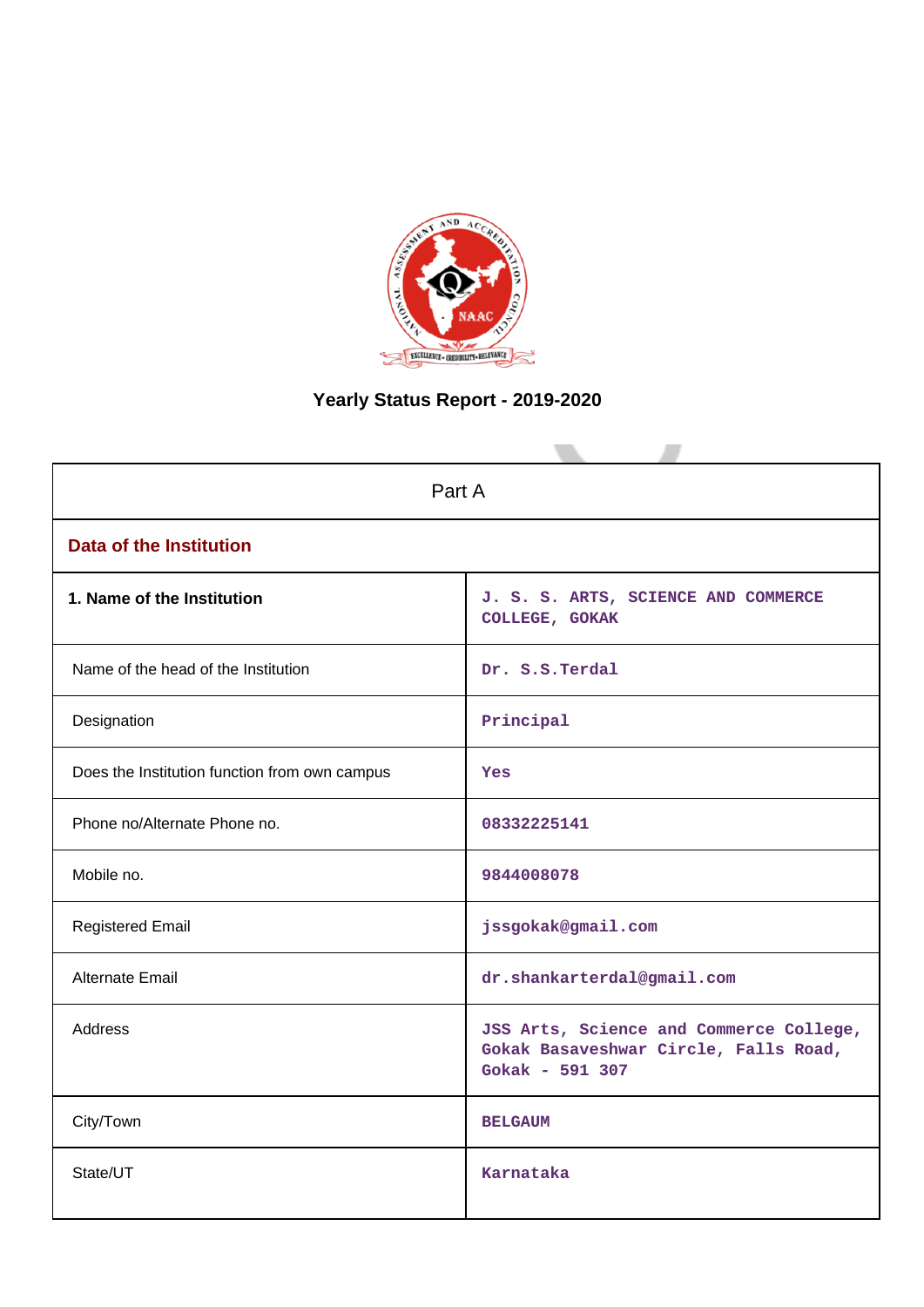# Yearly Status Report - 2019-2020

| Part A | |
|---|---|
| **Data of the Institution** | |
| **1. Name of the Institution** | J. S. S. ARTS, SCIENCE AND COMMERCE COLLEGE, GOKAK |
| Name of the head of the Institution | Dr. S.S.Terdal |
| Designation | Principal |
| Does the Institution function from own campus | Yes |
| Phone no/Alternate Phone no. | 08332225141 |
| Mobile no. | 9844008078 |
| Registered Email | jssgokak@gmail.com |
| Alternate Email | dr.shankarterdal@gmail.com |
| Address | JSS Arts, Science and Commerce College, Gokak Basaveshwar Circle, Falls Road, Gokak - 591 307 |
| City/Town | BELGAUM |
| State/UT | Karnataka |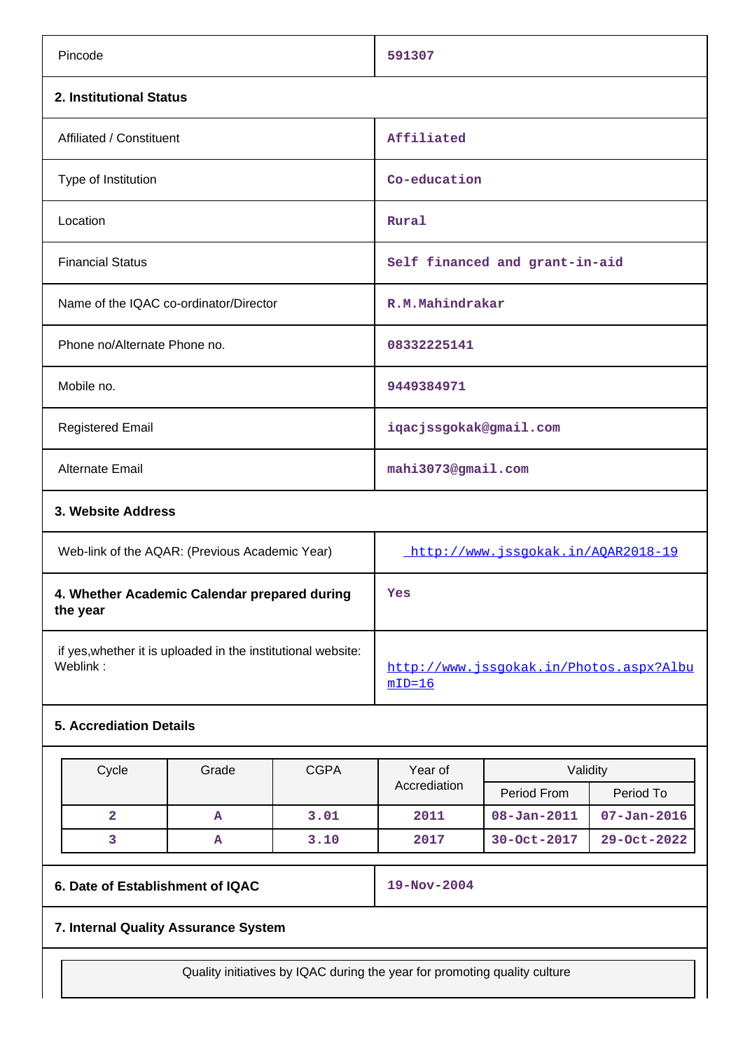| Pincode | 591307 |
|---|---|

**2. Institutional Status**

| Affiliated / Constituent | Affiliated |
|---|---|
| Type of Institution | Co-education |
| Location | Rural |
| Financial Status | Self financed and grant-in-aid |
| Name of the IQAC co-ordinator/Director | R.M.Mahindrakar |
| Phone no/Alternate Phone no. | 08332225141 |
| Mobile no. | 9449384971 |
| Registered Email | iqacjssgokak@gmail.com |
| Alternate Email | mahi3073@gmail.com |

**3. Website Address**

| Web-link of the AQAR: (Previous Academic Year) | http://www.jssgokak.in/AQAR2018-19 |
|---|---|
| **4. Whether Academic Calendar prepared during the year** | Yes |
| if yes,whether it is uploaded in the institutional website: Weblink : | http://www.jssgokak.in/Photos.aspx?AlbumID=16 |

**5. Accreditation Details**

| Cycle | Grade | CGPA | Year of Accrediation | Validity | |
|---|---|---|---|---|---|
| | | | | Period From | Period To |
| 2 | A | 3.01 | 2011 | 08-Jan-2011 | 07-Jan-2016 |
| 3 | A | 3.10 | 2017 | 30-Oct-2017 | 29-Oct-2022 |

| **6. Date of Establishment of IQAC** | 19-Nov-2004 |
|---|---|

**7. Internal Quality Assurance System**

| Quality initiatives by IQAC during the year for promoting quality culture |
|---|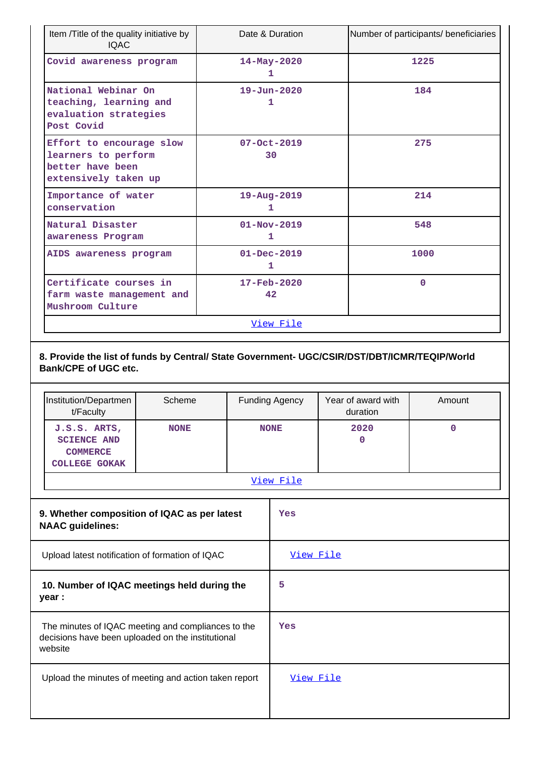| Item /Title of the quality initiative by IQAC | Date & Duration | Number of participants/ beneficiaries |
|---|---|---|
| Covid awareness program | 14-May-2020 1 | 1225 |
| National Webinar On teaching, learning and evaluation strategies Post Covid | 19-Jun-2020 1 | 184 |
| Effort to encourage slow learners to perform better have been extensively taken up | 07-Oct-2019 30 | 275 |
| Importance of water conservation | 19-Aug-2019 1 | 214 |
| Natural Disaster awareness Program | 01-Nov-2019 1 | 548 |
| AIDS awareness program | 01-Dec-2019 1 | 1000 |
| Certificate courses in farm waste management and Mushroom Culture | 17-Feb-2020 42 | 0 |
| View File | | |

**8. Provide the list of funds by Central/ State Government- UGC/CSIR/DST/DBT/ICMR/TEQIP/World Bank/CPE of UGC etc.**

| Institution/Department/Faculty | Scheme | Funding Agency | Year of award with duration | Amount |
|---|---|---|---|---|
| J.S.S. ARTS, SCIENCE AND COMMERCE COLLEGE GOKAK | NONE | NONE | 2020 0 | 0 |
| View File | | | | |

| | |
|---|---|
| **9. Whether composition of IQAC as per latest NAAC guidelines:** | Yes |
| Upload latest notification of formation of IQAC | View File |
| **10. Number of IQAC meetings held during the year :** | 5 |
| The minutes of IQAC meeting and compliances to the decisions have been uploaded on the institutional website | Yes |
| Upload the minutes of meeting and action taken report | View File |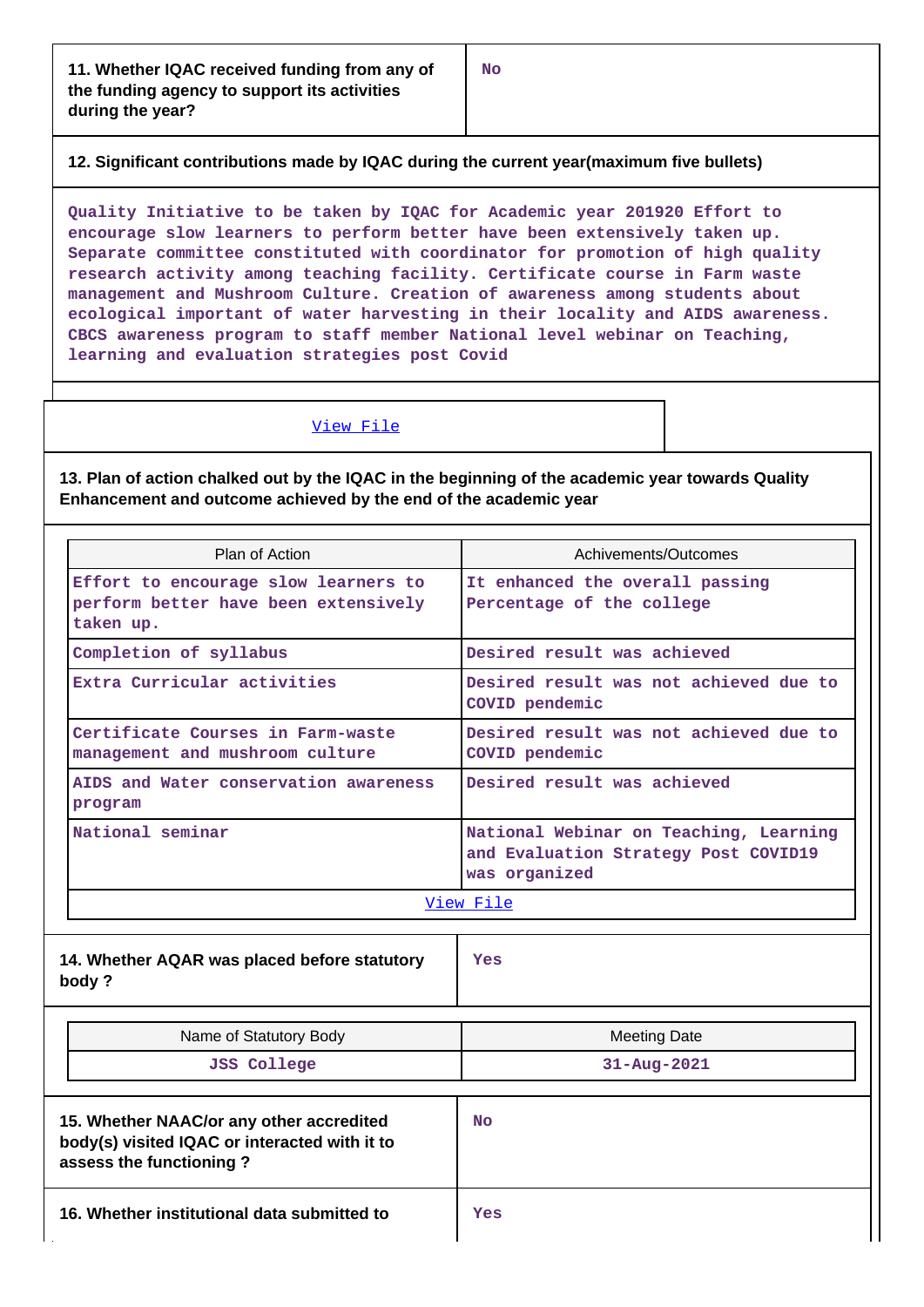| 11. Whether IQAC received funding from any of the funding agency to support its activities during the year? | No |
|---|---|

**12. Significant contributions made by IQAC during the current year(maximum five bullets)**

Quality Initiative to be taken by IQAC for Academic year 201920 Effort to encourage slow learners to perform better have been extensively taken up. Separate committee constituted with coordinator for promotion of high quality research activity among teaching facility. Certificate course in Farm waste management and Mushroom Culture. Creation of awareness among students about ecological important of water harvesting in their locality and AIDS awareness. CBCS awareness program to staff member National level webinar on Teaching, learning and evaluation strategies post Covid

View File

**13. Plan of action chalked out by the IQAC in the beginning of the academic year towards Quality Enhancement and outcome achieved by the end of the academic year**

| Plan of Action | Achivements/Outcomes |
|---|---|
| Effort to encourage slow learners to perform better have been extensively taken up. | It enhanced the overall passing Percentage of the college |
| Completion of syllabus | Desired result was achieved |
| Extra Curricular activities | Desired result was not achieved due to COVID pendemic |
| Certificate Courses in Farm-waste management and mushroom culture | Desired result was not achieved due to COVID pendemic |
| AIDS and Water conservation awareness program | Desired result was achieved |
| National seminar | National Webinar on Teaching, Learning and Evaluation Strategy Post COVID19 was organized |

View File

| 14. Whether AQAR was placed before statutory body ? | Yes |
|---|---|

| Name of Statutory Body | Meeting Date |
|---|---|
| JSS College | 31-Aug-2021 |

| 15. Whether NAAC/or any other accredited body(s) visited IQAC or interacted with it to assess the functioning ? | No |
|---|---|
| 16. Whether institutional data submitted to | Yes |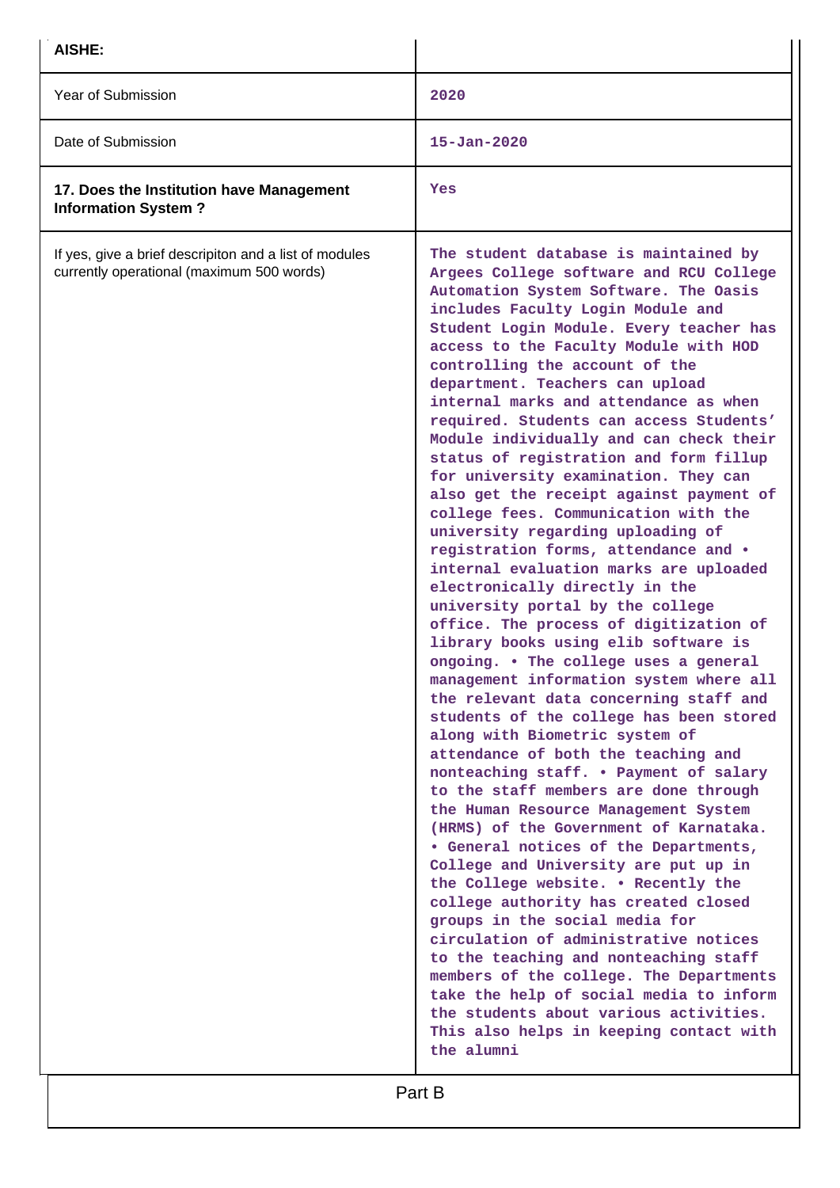| AISHE: | |
|---|---|
| Year of Submission | 2020 |
| Date of Submission | 15-Jan-2020 |
| **17. Does the Institution have Management Information System ?** | Yes |
| If yes, give a brief descripiton and a list of modules currently operational (maximum 500 words) | The student database is maintained by Argees College software and RCU College Automation System Software. The Oasis includes Faculty Login Module and Student Login Module. Every teacher has access to the Faculty Module with HOD controlling the account of the department. Teachers can upload internal marks and attendance as when required. Students can access Students' Module individually and can check their status of registration and form fillup for university examination. They can also get the receipt against payment of college fees. Communication with the university regarding uploading of registration forms, attendance and • internal evaluation marks are uploaded electronically directly in the university portal by the college office. The process of digitization of library books using elib software is ongoing. • The college uses a general management information system where all the relevant data concerning staff and students of the college has been stored along with Biometric system of attendance of both the teaching and nonteaching staff. • Payment of salary to the staff members are done through the Human Resource Management System (HRMS) of the Government of Karnataka. • General notices of the Departments, College and University are put up in the College website. • Recently the college authority has created closed groups in the social media for circulation of administrative notices to the teaching and nonteaching staff members of the college. The Departments take the help of social media to inform the students about various activities. This also helps in keeping contact with the alumni |

Part B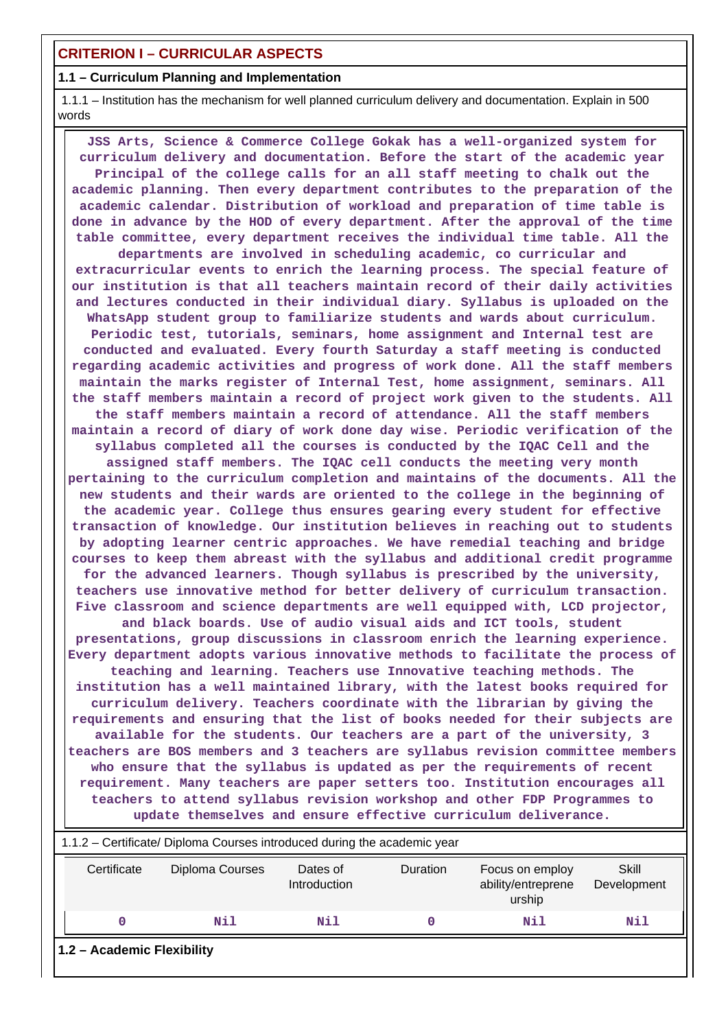## CRITERION I – CURRICULAR ASPECTS

### 1.1 – Curriculum Planning and Implementation

1.1.1 – Institution has the mechanism for well planned curriculum delivery and documentation. Explain in 500 words

JSS Arts, Science & Commerce College Gokak has a well-organized system for curriculum delivery and documentation. Before the start of the academic year Principal of the college calls for an all staff meeting to chalk out the academic planning. Then every department contributes to the preparation of the academic calendar. Distribution of workload and preparation of time table is done in advance by the HOD of every department. After the approval of the time table committee, every department receives the individual time table. All the departments are involved in scheduling academic, co curricular and extracurricular events to enrich the learning process. The special feature of our institution is that all teachers maintain record of their daily activities and lectures conducted in their individual diary. Syllabus is uploaded on the WhatsApp student group to familiarize students and wards about curriculum. Periodic test, tutorials, seminars, home assignment and Internal test are conducted and evaluated. Every fourth Saturday a staff meeting is conducted regarding academic activities and progress of work done. All the staff members maintain the marks register of Internal Test, home assignment, seminars. All the staff members maintain a record of project work given to the students. All the staff members maintain a record of attendance. All the staff members maintain a record of diary of work done day wise. Periodic verification of the syllabus completed all the courses is conducted by the IQAC Cell and the assigned staff members. The IQAC cell conducts the meeting very month pertaining to the curriculum completion and maintains of the documents. All the new students and their wards are oriented to the college in the beginning of the academic year. College thus ensures gearing every student for effective transaction of knowledge. Our institution believes in reaching out to students by adopting learner centric approaches. We have remedial teaching and bridge courses to keep them abreast with the syllabus and additional credit programme for the advanced learners. Though syllabus is prescribed by the university, teachers use innovative method for better delivery of curriculum transaction. Five classroom and science departments are well equipped with, LCD projector, and black boards. Use of audio visual aids and ICT tools, student presentations, group discussions in classroom enrich the learning experience. Every department adopts various innovative methods to facilitate the process of teaching and learning. Teachers use Innovative teaching methods. The institution has a well maintained library, with the latest books required for curriculum delivery. Teachers coordinate with the librarian by giving the requirements and ensuring that the list of books needed for their subjects are available for the students. Our teachers are a part of the university, 3 teachers are BOS members and 3 teachers are syllabus revision committee members who ensure that the syllabus is updated as per the requirements of recent requirement. Many teachers are paper setters too. Institution encourages all teachers to attend syllabus revision workshop and other FDP Programmes to update themselves and ensure effective curriculum deliverance.

1.1.2 – Certificate/ Diploma Courses introduced during the academic year

| Certificate | Diploma Courses | Dates of Introduction | Duration | Focus on employ ability/entreprene urship | Skill Development |
|---|---|---|---|---|---|
| 0 | Nil | Nil | 0 | Nil | Nil |

### 1.2 – Academic Flexibility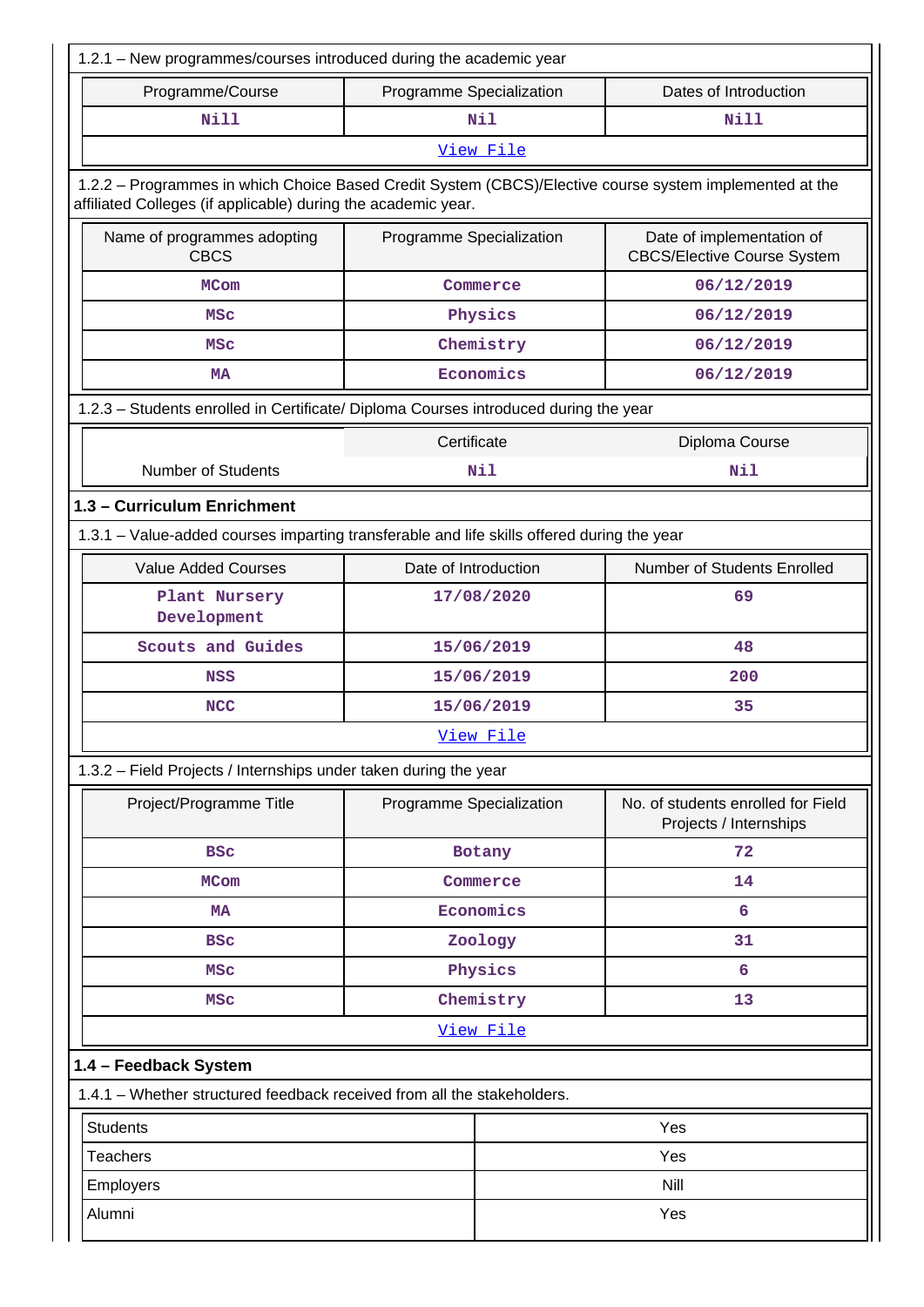1.2.1 – New programmes/courses introduced during the academic year

| Programme/Course | Programme Specialization | Dates of Introduction |
|---|---|---|
| Nill | Nil | Nill |

View File

1.2.2 – Programmes in which Choice Based Credit System (CBCS)/Elective course system implemented at the affiliated Colleges (if applicable) during the academic year.

| Name of programmes adopting CBCS | Programme Specialization | Date of implementation of CBCS/Elective Course System |
|---|---|---|
| MCom | Commerce | 06/12/2019 |
| MSc | Physics | 06/12/2019 |
| MSc | Chemistry | 06/12/2019 |
| MA | Economics | 06/12/2019 |

1.2.3 – Students enrolled in Certificate/ Diploma Courses introduced during the year

| | Certificate | Diploma Course |
|---|---|---|
| Number of Students | Nil | Nil |

## 1.3 – Curriculum Enrichment

1.3.1 – Value-added courses imparting transferable and life skills offered during the year

| Value Added Courses | Date of Introduction | Number of Students Enrolled |
|---|---|---|
| Plant Nursery Development | 17/08/2020 | 69 |
| Scouts and Guides | 15/06/2019 | 48 |
| NSS | 15/06/2019 | 200 |
| NCC | 15/06/2019 | 35 |

View File

1.3.2 – Field Projects / Internships under taken during the year

| Project/Programme Title | Programme Specialization | No. of students enrolled for Field Projects / Internships |
|---|---|---|
| BSc | Botany | 72 |
| MCom | Commerce | 14 |
| MA | Economics | 6 |
| BSc | Zoology | 31 |
| MSc | Physics | 6 |
| MSc | Chemistry | 13 |

View File

## 1.4 – Feedback System

1.4.1 – Whether structured feedback received from all the stakeholders.

| | |
|---|---|
| Students | Yes |
| Teachers | Yes |
| Employers | Nill |
| Alumni | Yes |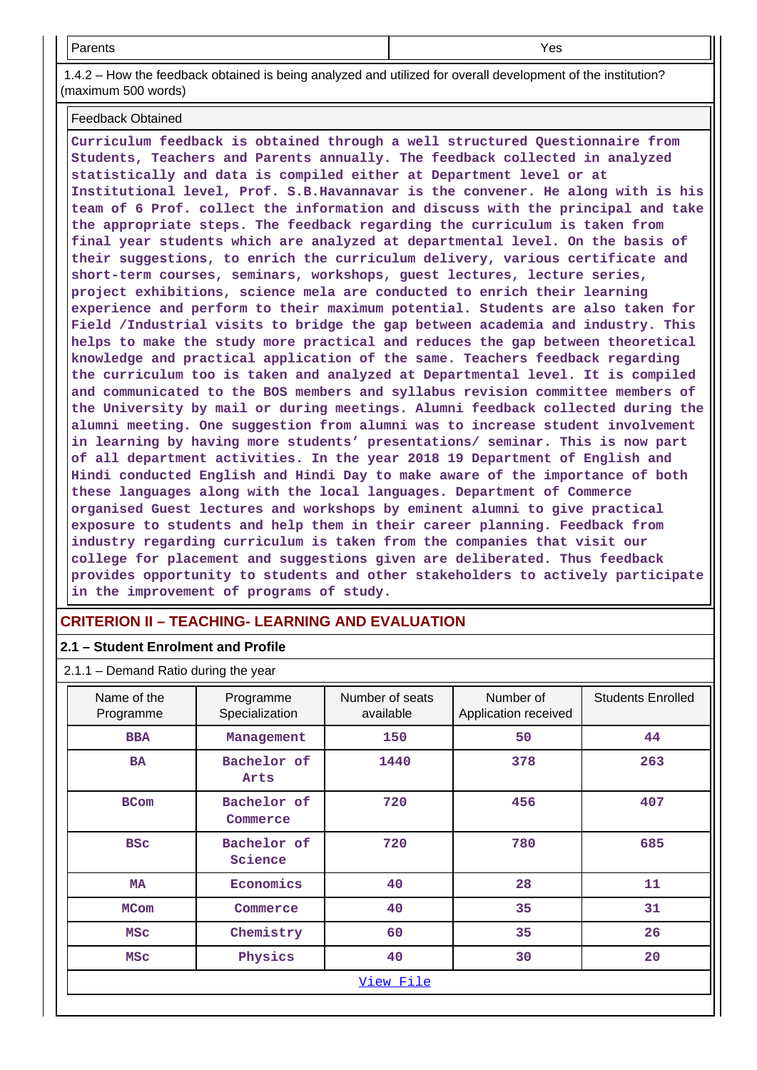| Parents | Yes |
|---|---|

1.4.2 – How the feedback obtained is being analyzed and utilized for overall development of the institution? (maximum 500 words)

| Feedback Obtained |
|---|
| Curriculum feedback is obtained through a well structured Questionnaire from Students, Teachers and Parents annually. The feedback collected in analyzed statistically and data is compiled either at Department level or at Institutional level, Prof. S.B.Havannavar is the convener. He along with is his team of 6 Prof. collect the information and discuss with the principal and take the appropriate steps. The feedback regarding the curriculum is taken from final year students which are analyzed at departmental level. On the basis of their suggestions, to enrich the curriculum delivery, various certificate and short-term courses, seminars, workshops, guest lectures, lecture series, project exhibitions, science mela are conducted to enrich their learning experience and perform to their maximum potential. Students are also taken for Field /Industrial visits to bridge the gap between academia and industry. This helps to make the study more practical and reduces the gap between theoretical knowledge and practical application of the same. Teachers feedback regarding the curriculum too is taken and analyzed at Departmental level. It is compiled and communicated to the BOS members and syllabus revision committee members of the University by mail or during meetings. Alumni feedback collected during the alumni meeting. One suggestion from alumni was to increase student involvement in learning by having more students' presentations/ seminar. This is now part of all department activities. In the year 2018 19 Department of English and Hindi conducted English and Hindi Day to make aware of the importance of both these languages along with the local languages. Department of Commerce organised Guest lectures and workshops by eminent alumni to give practical exposure to students and help them in their career planning. Feedback from industry regarding curriculum is taken from the companies that visit our college for placement and suggestions given are deliberated. Thus feedback provides opportunity to students and other stakeholders to actively participate in the improvement of programs of study. |

## CRITERION II – TEACHING- LEARNING AND EVALUATION

### 2.1 – Student Enrolment and Profile

2.1.1 – Demand Ratio during the year

| Name of the Programme | Programme Specialization | Number of seats available | Number of Application received | Students Enrolled |
|---|---|---|---|---|
| BBA | Management | 150 | 50 | 44 |
| BA | Bachelor of Arts | 1440 | 378 | 263 |
| BCom | Bachelor of Commerce | 720 | 456 | 407 |
| BSc | Bachelor of Science | 720 | 780 | 685 |
| MA | Economics | 40 | 28 | 11 |
| MCom | Commerce | 40 | 35 | 31 |
| MSc | Chemistry | 60 | 35 | 26 |
| MSc | Physics | 40 | 30 | 20 |

View File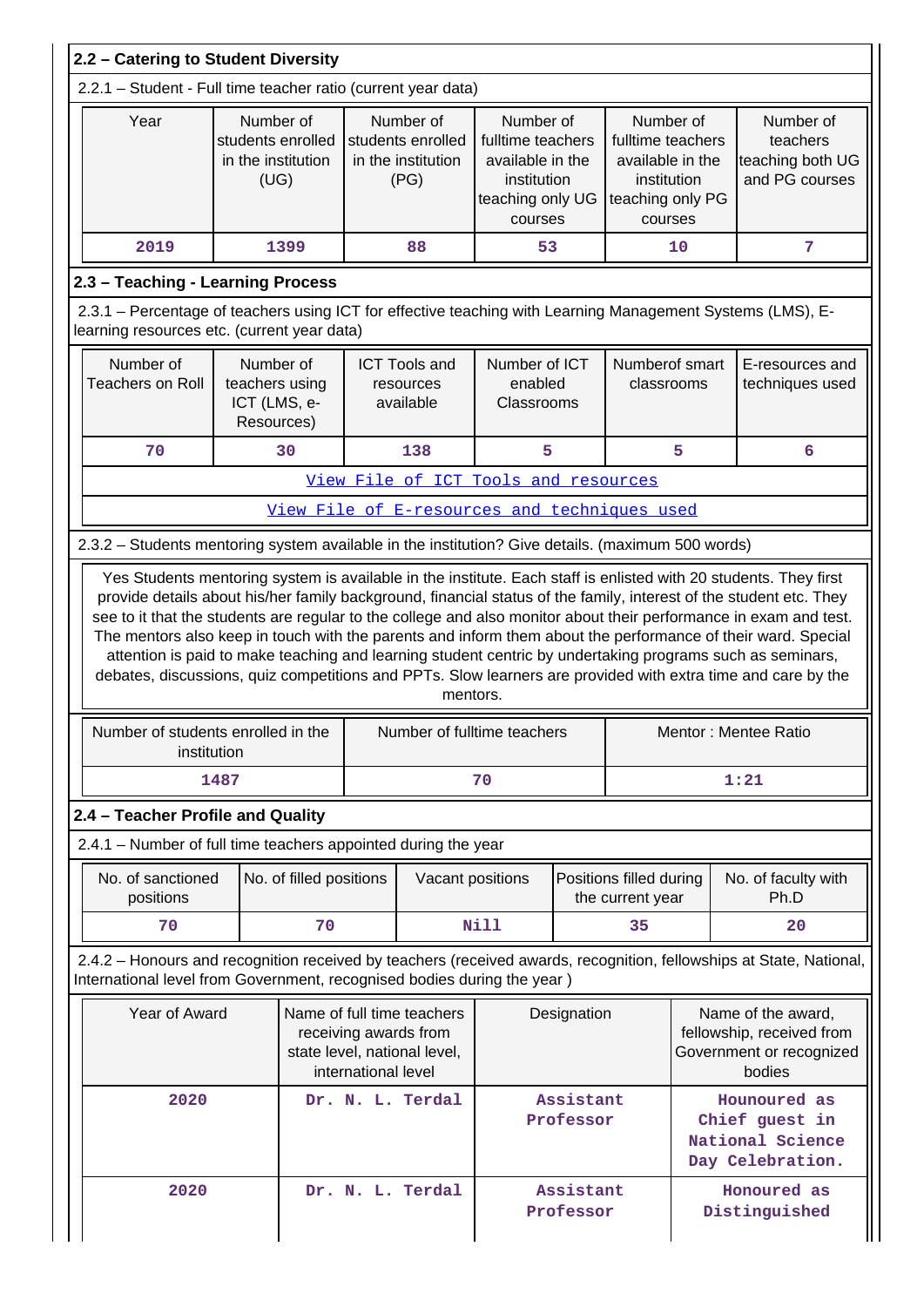## 2.2 – Catering to Student Diversity

2.2.1 – Student - Full time teacher ratio (current year data)

| Year | Number of students enrolled in the institution (UG) | Number of students enrolled in the institution (PG) | Number of fulltime teachers available in the institution teaching only UG courses | Number of fulltime teachers available in the institution teaching only PG courses | Number of teachers teaching both UG and PG courses |
|---|---|---|---|---|---|
| 2019 | 1399 | 88 | 53 | 10 | 7 |

## 2.3 – Teaching - Learning Process

2.3.1 – Percentage of teachers using ICT for effective teaching with Learning Management Systems (LMS), E-learning resources etc. (current year data)

| Number of Teachers on Roll | Number of teachers using ICT (LMS, e-Resources) | ICT Tools and resources available | Number of ICT enabled Classrooms | Numberof smart classrooms | E-resources and techniques used |
|---|---|---|---|---|---|
| 70 | 30 | 138 | 5 | 5 | 6 |

[View File of ICT Tools and resources]

[View File of E-resources and techniques used]

2.3.2 – Students mentoring system available in the institution? Give details. (maximum 500 words)

Yes Students mentoring system is available in the institute. Each staff is enlisted with 20 students. They first provide details about his/her family background, financial status of the family, interest of the student etc. They see to it that the students are regular to the college and also monitor about their performance in exam and test. The mentors also keep in touch with the parents and inform them about the performance of their ward. Special attention is paid to make teaching and learning student centric by undertaking programs such as seminars, debates, discussions, quiz competitions and PPTs. Slow learners are provided with extra time and care by the mentors.

| Number of students enrolled in the institution | Number of fulltime teachers | Mentor : Mentee Ratio |
|---|---|---|
| 1487 | 70 | 1:21 |

## 2.4 – Teacher Profile and Quality

2.4.1 – Number of full time teachers appointed during the year

| No. of sanctioned positions | No. of filled positions | Vacant positions | Positions filled during the current year | No. of faculty with Ph.D |
|---|---|---|---|---|
| 70 | 70 | Nill | 35 | 20 |

2.4.2 – Honours and recognition received by teachers (received awards, recognition, fellowships at State, National, International level from Government, recognised bodies during the year )

| Year of Award | Name of full time teachers receiving awards from state level, national level, international level | Designation | Name of the award, fellowship, received from Government or recognized bodies |
|---|---|---|---|
| 2020 | Dr. N. L. Terdal | Assistant Professor | Hounoured as Chief guest in National Science Day Celebration. |
| 2020 | Dr. N. L. Terdal | Assistant Professor | Honoured as Distinguished |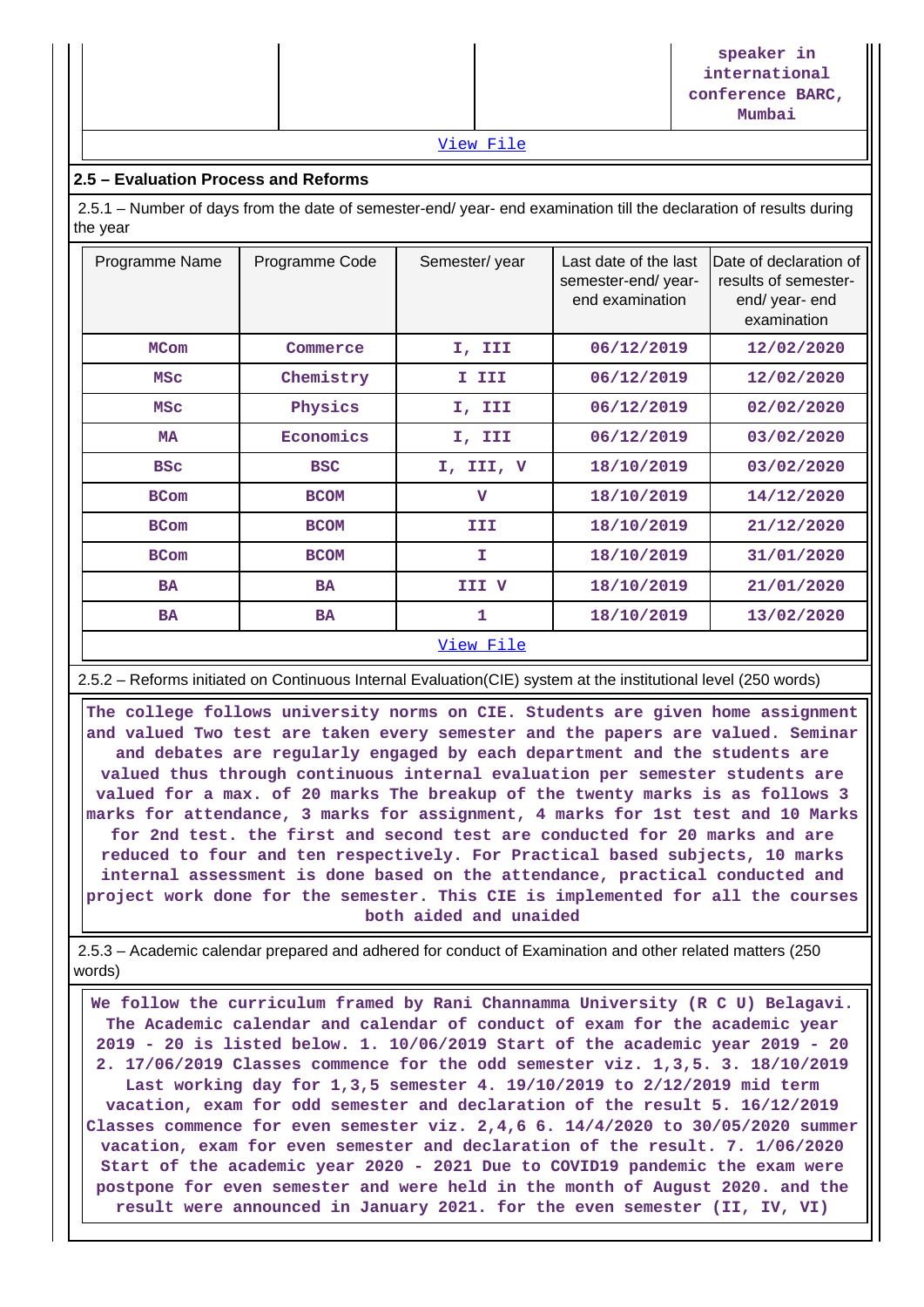| | | | speaker in international conference BARC, Mumbai |
|---|---|---|---|

View File

### 2.5 – Evaluation Process and Reforms

2.5.1 – Number of days from the date of semester-end/ year- end examination till the declaration of results during the year

| Programme Name | Programme Code | Semester/ year | Last date of the last semester-end/ year- end examination | Date of declaration of results of semester- end/ year- end examination |
|---|---|---|---|---|
| MCom | Commerce | I, III | 06/12/2019 | 12/02/2020 |
| MSc | Chemistry | I III | 06/12/2019 | 12/02/2020 |
| MSc | Physics | I, III | 06/12/2019 | 02/02/2020 |
| MA | Economics | I, III | 06/12/2019 | 03/02/2020 |
| BSc | BSC | I, III, V | 18/10/2019 | 03/02/2020 |
| BCom | BCOM | V | 18/10/2019 | 14/12/2020 |
| BCom | BCOM | III | 18/10/2019 | 21/12/2020 |
| BCom | BCOM | I | 18/10/2019 | 31/01/2020 |
| BA | BA | III V | 18/10/2019 | 21/01/2020 |
| BA | BA | 1 | 18/10/2019 | 13/02/2020 |

View File

2.5.2 – Reforms initiated on Continuous Internal Evaluation(CIE) system at the institutional level (250 words)

The college follows university norms on CIE. Students are given home assignment and valued Two test are taken every semester and the papers are valued. Seminar and debates are regularly engaged by each department and the students are valued thus through continuous internal evaluation per semester students are valued for a max. of 20 marks The breakup of the twenty marks is as follows 3 marks for attendance, 3 marks for assignment, 4 marks for 1st test and 10 Marks for 2nd test. the first and second test are conducted for 20 marks and are reduced to four and ten respectively. For Practical based subjects, 10 marks internal assessment is done based on the attendance, practical conducted and project work done for the semester. This CIE is implemented for all the courses both aided and unaided

2.5.3 – Academic calendar prepared and adhered for conduct of Examination and other related matters (250 words)

We follow the curriculum framed by Rani Channamma University (R C U) Belagavi. The Academic calendar and calendar of conduct of exam for the academic year 2019 - 20 is listed below. 1. 10/06/2019 Start of the academic year 2019 - 20 2. 17/06/2019 Classes commence for the odd semester viz. 1,3,5. 3. 18/10/2019 Last working day for 1,3,5 semester 4. 19/10/2019 to 2/12/2019 mid term vacation, exam for odd semester and declaration of the result 5. 16/12/2019 Classes commence for even semester viz. 2,4,6 6. 14/4/2020 to 30/05/2020 summer vacation, exam for even semester and declaration of the result. 7. 1/06/2020 Start of the academic year 2020 - 2021 Due to COVID19 pandemic the exam were postpone for even semester and were held in the month of August 2020. and the result were announced in January 2021. for the even semester (II, IV, VI)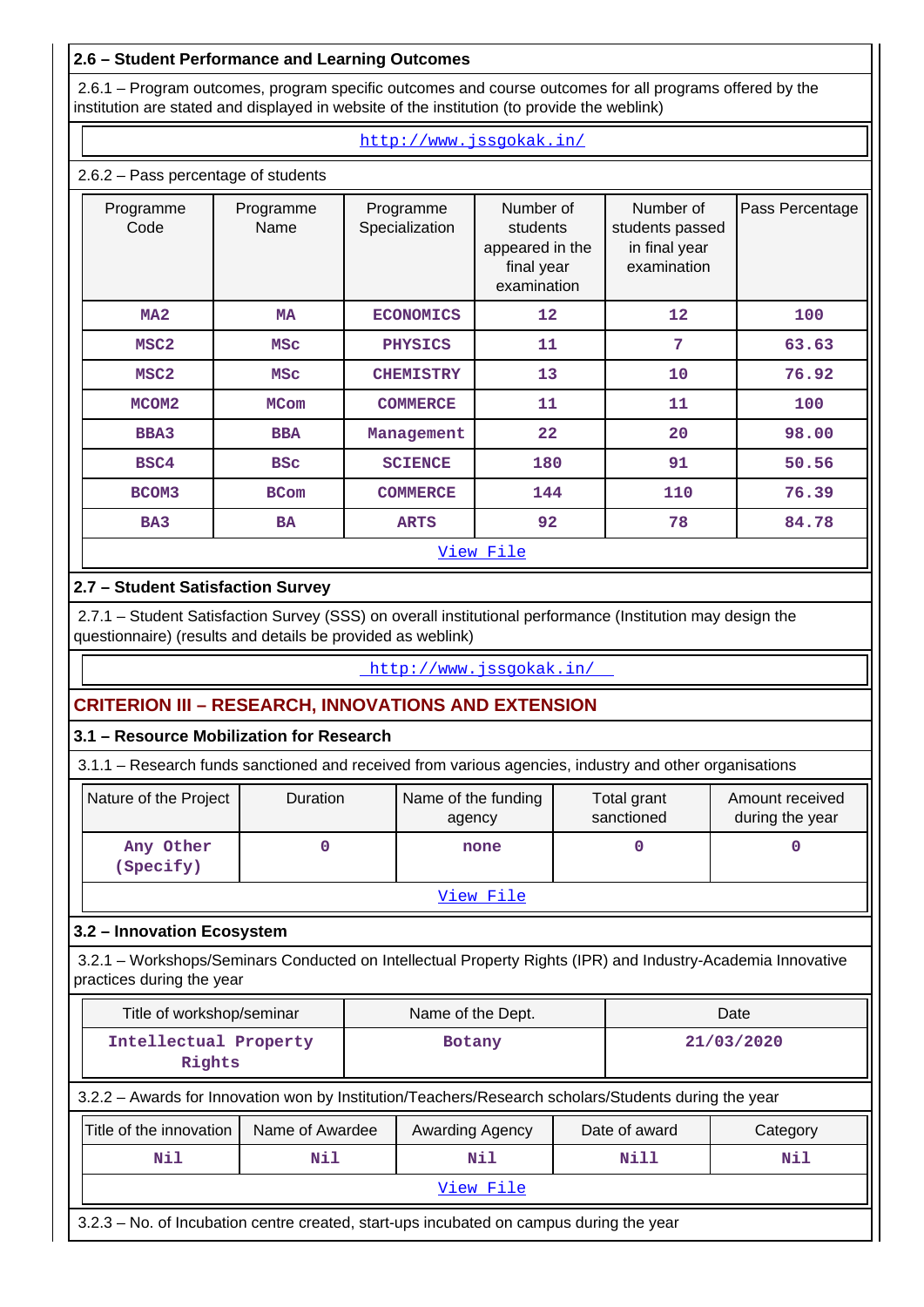## 2.6 – Student Performance and Learning Outcomes

2.6.1 – Program outcomes, program specific outcomes and course outcomes for all programs offered by the institution are stated and displayed in website of the institution (to provide the weblink)

http://www.jssgokak.in/

2.6.2 – Pass percentage of students

| Programme Code | Programme Name | Programme Specialization | Number of students appeared in the final year examination | Number of students passed in final year examination | Pass Percentage |
|---|---|---|---|---|---|
| MA2 | MA | ECONOMICS | 12 | 12 | 100 |
| MSC2 | MSc | PHYSICS | 11 | 7 | 63.63 |
| MSC2 | MSc | CHEMISTRY | 13 | 10 | 76.92 |
| MCOM2 | MCom | COMMERCE | 11 | 11 | 100 |
| BBA3 | BBA | Management | 22 | 20 | 98.00 |
| BSC4 | BSc | SCIENCE | 180 | 91 | 50.56 |
| BCOM3 | BCom | COMMERCE | 144 | 110 | 76.39 |
| BA3 | BA | ARTS | 92 | 78 | 84.78 |

View File

## 2.7 – Student Satisfaction Survey

2.7.1 – Student Satisfaction Survey (SSS) on overall institutional performance (Institution may design the questionnaire) (results and details be provided as weblink)

http://www.jssgokak.in/

# CRITERION III – RESEARCH, INNOVATIONS AND EXTENSION

## 3.1 – Resource Mobilization for Research

3.1.1 – Research funds sanctioned and received from various agencies, industry and other organisations

| Nature of the Project | Duration | Name of the funding agency | Total grant sanctioned | Amount received during the year |
|---|---|---|---|---|
| Any Other (Specify) | 0 | none | 0 | 0 |

View File

## 3.2 – Innovation Ecosystem

3.2.1 – Workshops/Seminars Conducted on Intellectual Property Rights (IPR) and Industry-Academia Innovative practices during the year

| Title of workshop/seminar | Name of the Dept. | Date |
|---|---|---|
| Intellectual Property Rights | Botany | 21/03/2020 |

3.2.2 – Awards for Innovation won by Institution/Teachers/Research scholars/Students during the year

| Title of the innovation | Name of Awardee | Awarding Agency | Date of award | Category |
|---|---|---|---|---|
| Nil | Nil | Nil | Nill | Nil |

View File

3.2.3 – No. of Incubation centre created, start-ups incubated on campus during the year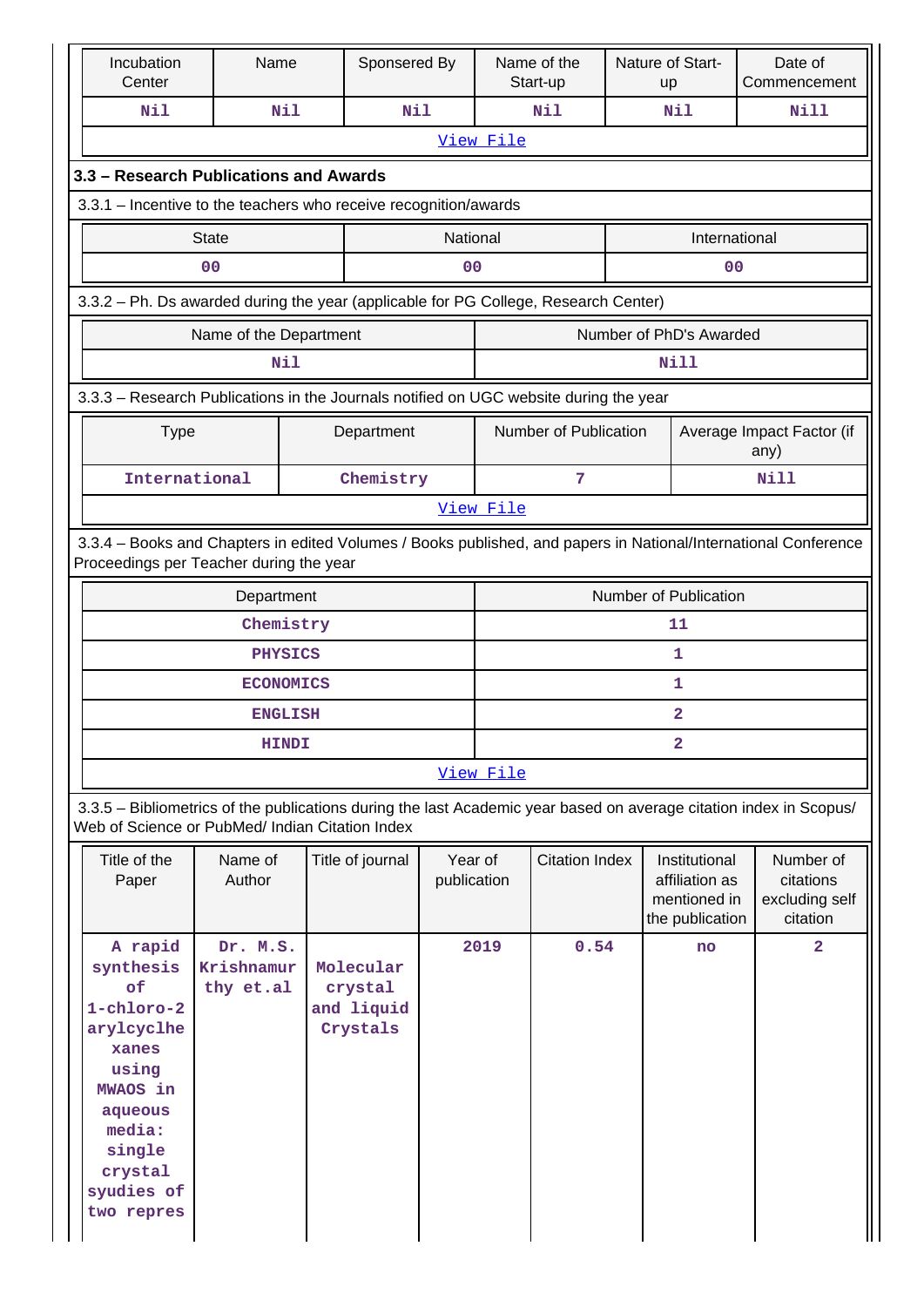| Incubation Center | Name | Sponsered By | Name of the Start-up | Nature of Start-up | Date of Commencement |
|---|---|---|---|---|---|
| Nil | Nil | Nil | Nil | Nil | Nill |
| View File | | | | | |

### 3.3 – Research Publications and Awards

3.3.1 – Incentive to the teachers who receive recognition/awards

| State | National | International |
|---|---|---|
| 00 | 00 | 00 |

3.3.2 – Ph. Ds awarded during the year (applicable for PG College, Research Center)

| Name of the Department | Number of PhD's Awarded |
|---|---|
| Nil | Nill |

3.3.3 – Research Publications in the Journals notified on UGC website during the year

| Type | Department | Number of Publication | Average Impact Factor (if any) |
|---|---|---|---|
| International | Chemistry | 7 | Nill |
| View File | | | |

3.3.4 – Books and Chapters in edited Volumes / Books published, and papers in National/International Conference Proceedings per Teacher during the year

| Department | Number of Publication |
|---|---|
| Chemistry | 11 |
| PHYSICS | 1 |
| ECONOMICS | 1 |
| ENGLISH | 2 |
| HINDI | 2 |
| View File | |

3.3.5 – Bibliometrics of the publications during the last Academic year based on average citation index in Scopus/ Web of Science or PubMed/ Indian Citation Index

| Title of the Paper | Name of Author | Title of journal | Year of publication | Citation Index | Institutional affiliation as mentioned in the publication | Number of citations excluding self citation |
|---|---|---|---|---|---|---|
| A rapid synthesis of 1-chloro-2 arylcyclhe xanes using MWAOS in aqueous media: single crystal syudies of two repres | Dr. M.S. Krishnamurthy et.al | Molecular crystal and liquid Crystals | 2019 | 0.54 | no | 2 |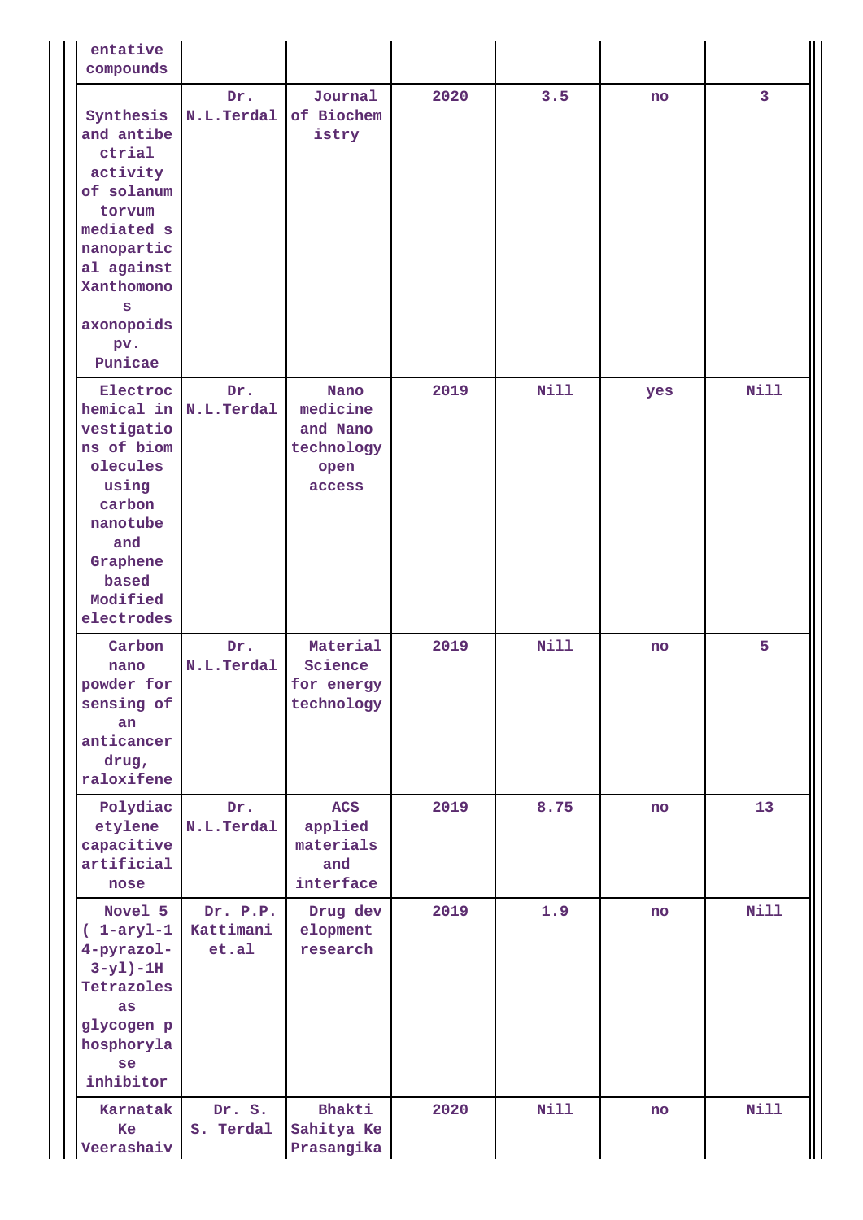| | | | | | | |
|---|---|---|---|---|---|---|
| entative compounds | | | | | | |
| Synthesis and antibectrial activity of solanum torvum mediated s nanopartical against Xanthomonos axonopoids pv. Punicae | Dr. N.L.Terdal | Journal of Biochemistry | 2020 | 3.5 | no | 3 |
| Electrochemical investigations of biomolecules using carbon nanotube and Graphene based Modified electrodes | Dr. N.L.Terdal | Nano medicine and Nano technology open access | 2019 | Nill | yes | Nill |
| Carbon nano powder for sensing of an anticancer drug, raloxifene | Dr. N.L.Terdal | Material Science for energy technology | 2019 | Nill | no | 5 |
| Polydiacetylene capacitive artificial nose | Dr. N.L.Terdal | ACS applied materials and interface | 2019 | 8.75 | no | 13 |
| Novel 5 ( 1-aryl-1 4-pyrazol-3-yl)-1H Tetrazoles as glycogen phosphorylase inhibitor | Dr. P.P. Kattimani et.al | Drug development research | 2019 | 1.9 | no | Nill |
| Karnatak Ke Veerashaiv | Dr. S. S. Terdal | Bhakti Sahitya Ke Prasangika | 2020 | Nill | no | Nill |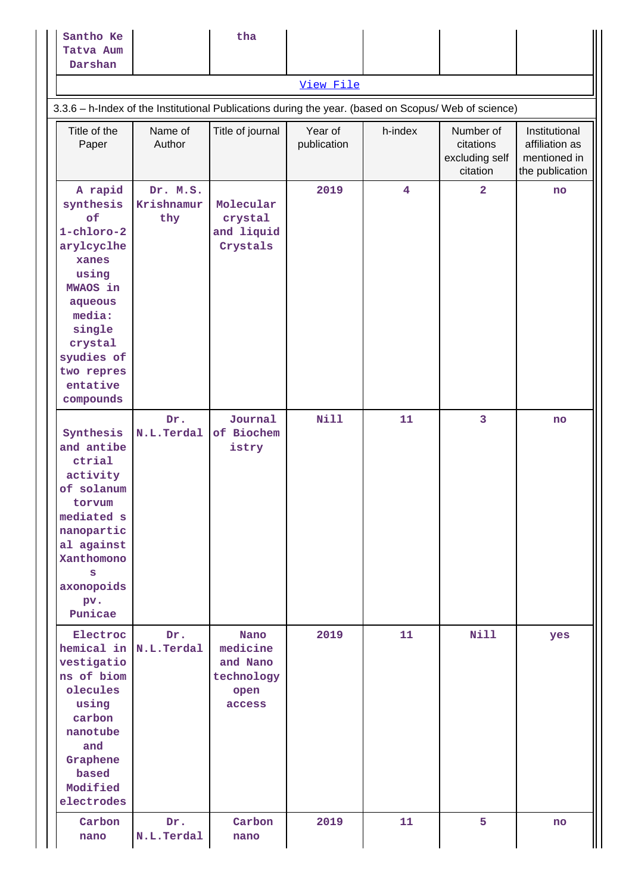| Santho Ke Tatva Aum Darshan | | tha | | | | |
|---|---|---|---|---|---|---|

View File

3.3.6 – h-Index of the Institutional Publications during the year. (based on Scopus/ Web of science)

| Title of the Paper | Name of Author | Title of journal | Year of publication | h-index | Number of citations excluding self citation | Institutional affiliation as mentioned in the publication |
|---|---|---|---|---|---|---|
| A rapid synthesis of 1-chloro-2 arylcyclhexanes using MWAOS in aqueous media: single crystal syudies of two representative compounds | Dr. M.S. Krishnamurthy | Molecular crystal and liquid Crystals | 2019 | 4 | 2 | no |
| Synthesis and antibectrial activity of solanum torvum mediated s nanopartical against Xanthomonos axonopoids pv. Punicae | Dr. N.L.Terdal | Journal of Biochemistry | Nill | 11 | 3 | no |
| Electrochemical investigations of biomolecules using carbon nanotube and Graphene based Modified electrodes | Dr. N.L.Terdal | Nano medicine and Nano technology open access | 2019 | 11 | Nill | yes |
| Carbon nano | Dr. N.L.Terdal | Carbon nano | 2019 | 11 | 5 | no |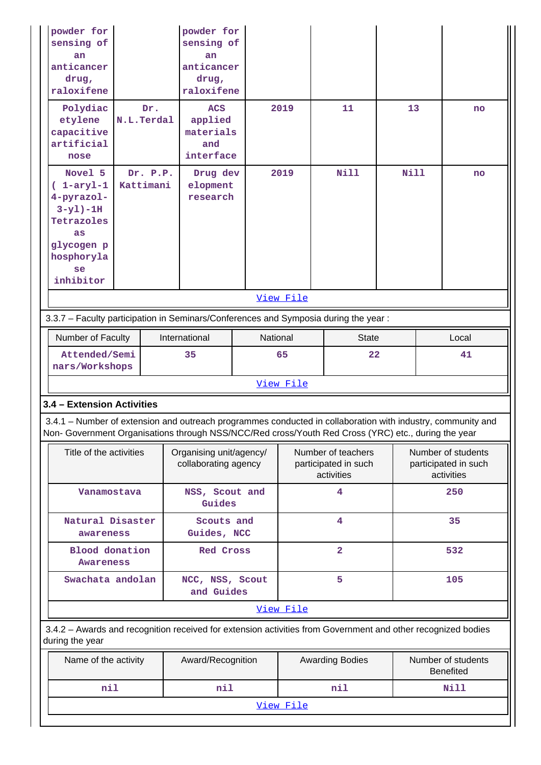| | | | | | | |
|---|---|---|---|---|---|---|
| powder for sensing of an anticancer drug, raloxifene | | powder for sensing of an anticancer drug, raloxifene | | | | |
| Polydiac etylene capacitive artificial nose | Dr. N.L.Terdal | ACS applied materials and interface | 2019 | 11 | 13 | no |
| Novel 5 ( 1-aryl-1 4-pyrazol-3-yl)-1H Tetrazoles as glycogen p hosphoryla se inhibitor | Dr. P.P. Kattimani | Drug dev elopment research | 2019 | Nill | Nill | no |
| View File | | | | | | |

3.3.7 – Faculty participation in Seminars/Conferences and Symposia during the year :

| Number of Faculty | International | National | State | Local |
|---|---|---|---|---|
| Attended/Semi nars/Workshops | 35 | 65 | 22 | 41 |
| View File | | | | |

### 3.4 – Extension Activities

3.4.1 – Number of extension and outreach programmes conducted in collaboration with industry, community and Non- Government Organisations through NSS/NCC/Red cross/Youth Red Cross (YRC) etc., during the year

| Title of the activities | Organising unit/agency/ collaborating agency | Number of teachers participated in such activities | Number of students participated in such activities |
|---|---|---|---|
| Vanamostava | NSS, Scout and Guides | 4 | 250 |
| Natural Disaster awareness | Scouts and Guides, NCC | 4 | 35 |
| Blood donation Awareness | Red Cross | 2 | 532 |
| Swachata andolan | NCC, NSS, Scout and Guides | 5 | 105 |
| View File | | | |

3.4.2 – Awards and recognition received for extension activities from Government and other recognized bodies during the year

| Name of the activity | Award/Recognition | Awarding Bodies | Number of students Benefited |
|---|---|---|---|
| nil | nil | nil | Nill |
| View File | | | |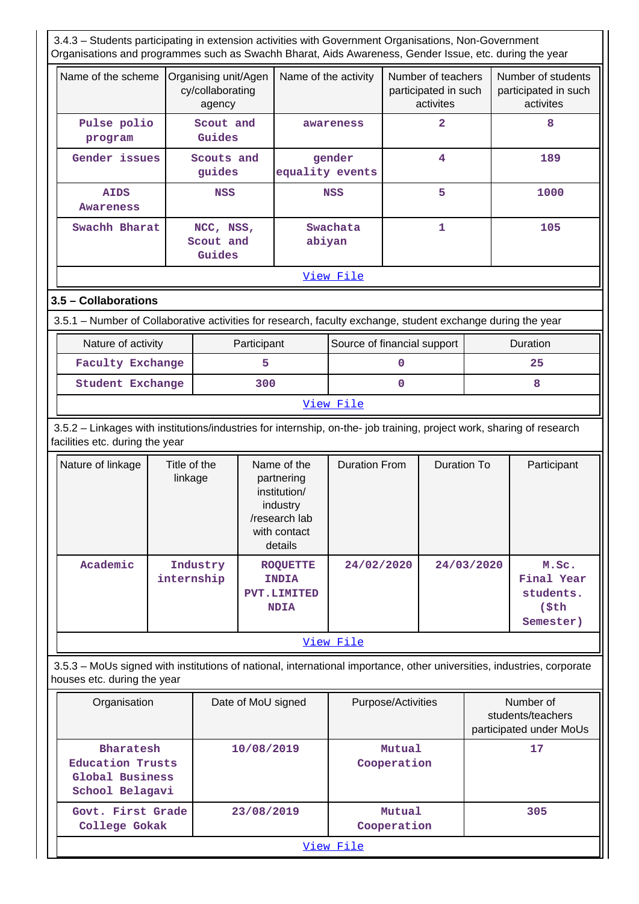3.4.3 – Students participating in extension activities with Government Organisations, Non-Government Organisations and programmes such as Swachh Bharat, Aids Awareness, Gender Issue, etc. during the year

| Name of the scheme | Organising unit/Agency/collaborating agency | Name of the activity | Number of teachers participated in such activites | Number of students participated in such activites |
|---|---|---|---|---|
| Pulse polio program | Scout and Guides | awareness | 2 | 8 |
| Gender issues | Scouts and guides | gender equality events | 4 | 189 |
| AIDS Awareness | NSS | NSS | 5 | 1000 |
| Swachh Bharat | NCC, NSS, Scout and Guides | Swachata abiyan | 1 | 105 |
| View File | | | | |

## 3.5 – Collaborations

3.5.1 – Number of Collaborative activities for research, faculty exchange, student exchange during the year

| Nature of activity | Participant | Source of financial support | Duration |
|---|---|---|---|
| Faculty Exchange | 5 | 0 | 25 |
| Student Exchange | 300 | 0 | 8 |
| View File | | | |

3.5.2 – Linkages with institutions/industries for internship, on-the- job training, project work, sharing of research facilities etc. during the year

| Nature of linkage | Title of the linkage | Name of the partnering institution/ industry /research lab with contact details | Duration From | Duration To | Participant |
|---|---|---|---|---|---|
| Academic | Industry internship | ROQUETTE INDIA PVT.LIMITED NDIA | 24/02/2020 | 24/03/2020 | M.Sc. Final Year students. ($th Semester) |
| View File | | | | | |

3.5.3 – MoUs signed with institutions of national, international importance, other universities, industries, corporate houses etc. during the year

| Organisation | Date of MoU signed | Purpose/Activities | Number of students/teachers participated under MoUs |
|---|---|---|---|
| Bharatesh Education Trusts Global Business School Belagavi | 10/08/2019 | Mutual Cooperation | 17 |
| Govt. First Grade College Gokak | 23/08/2019 | Mutual Cooperation | 305 |
| View File | | | |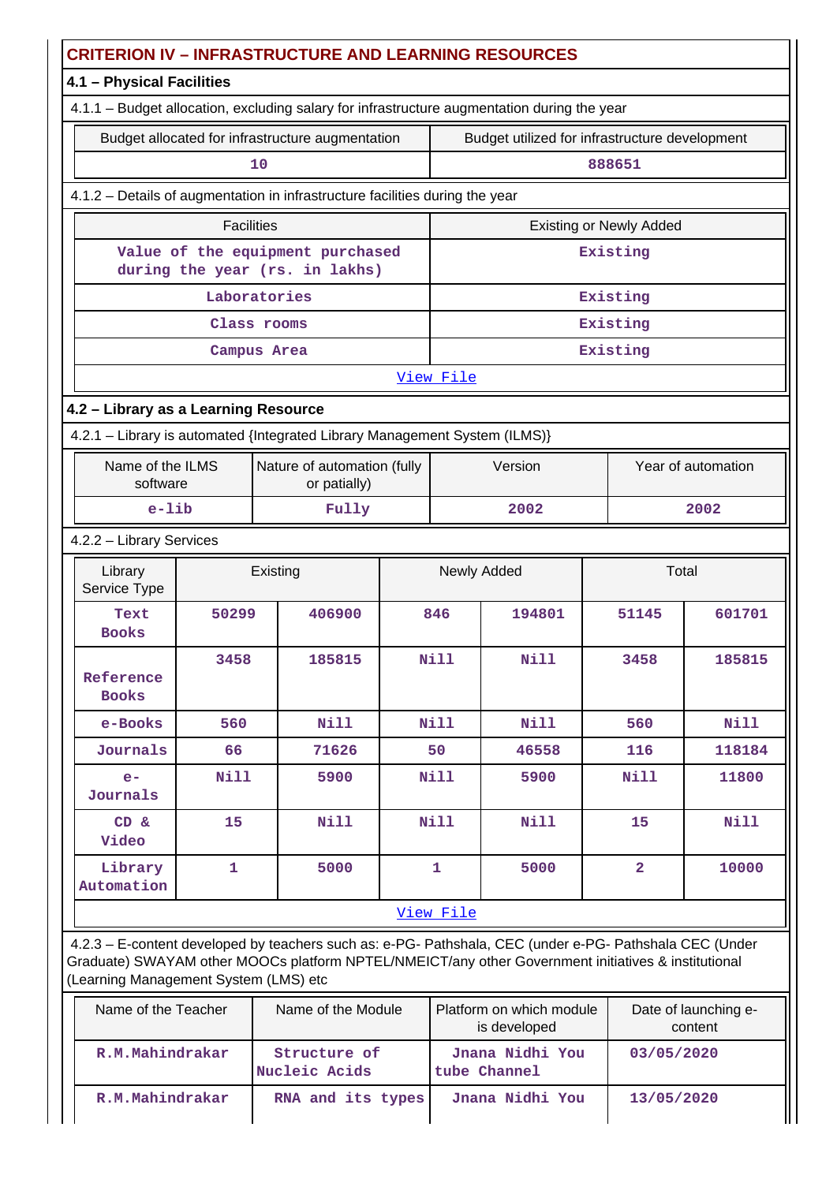## CRITERION IV – INFRASTRUCTURE AND LEARNING RESOURCES

### 4.1 – Physical Facilities

4.1.1 – Budget allocation, excluding salary for infrastructure augmentation during the year

| Budget allocated for infrastructure augmentation | Budget utilized for infrastructure development |
|---|---|
| 10 | 888651 |

4.1.2 – Details of augmentation in infrastructure facilities during the year

| Facilities | Existing or Newly Added |
|---|---|
| Value of the equipment purchased during the year (rs. in lakhs) | Existing |
| Laboratories | Existing |
| Class rooms | Existing |
| Campus Area | Existing |
| View File | |

### 4.2 – Library as a Learning Resource

4.2.1 – Library is automated {Integrated Library Management System (ILMS)}

| Name of the ILMS software | Nature of automation (fully or patially) | Version | Year of automation |
|---|---|---|---|
| e-lib | Fully | 2002 | 2002 |

4.2.2 – Library Services

| Library Service Type | Existing | | Newly Added | | Total | |
|---|---|---|---|---|---|---|
| Text Books | 50299 | 406900 | 846 | 194801 | 51145 | 601701 |
| Reference Books | 3458 | 185815 | Nill | Nill | 3458 | 185815 |
| e-Books | 560 | Nill | Nill | Nill | 560 | Nill |
| Journals | 66 | 71626 | 50 | 46558 | 116 | 118184 |
| e-Journals | Nill | 5900 | Nill | 5900 | Nill | 11800 |
| CD & Video | 15 | Nill | Nill | Nill | 15 | Nill |
| Library Automation | 1 | 5000 | 1 | 5000 | 2 | 10000 |
| View File | | | | | | |

4.2.3 – E-content developed by teachers such as: e-PG- Pathshala, CEC (under e-PG- Pathshala CEC (Under Graduate) SWAYAM other MOOCs platform NPTEL/NMEICT/any other Government initiatives & institutional (Learning Management System (LMS) etc

| Name of the Teacher | Name of the Module | Platform on which module is developed | Date of launching e-content |
|---|---|---|---|
| R.M.Mahindrakar | Structure of Nucleic Acids | Jnana Nidhi You tube Channel | 03/05/2020 |
| R.M.Mahindrakar | RNA and its types | Jnana Nidhi You | 13/05/2020 |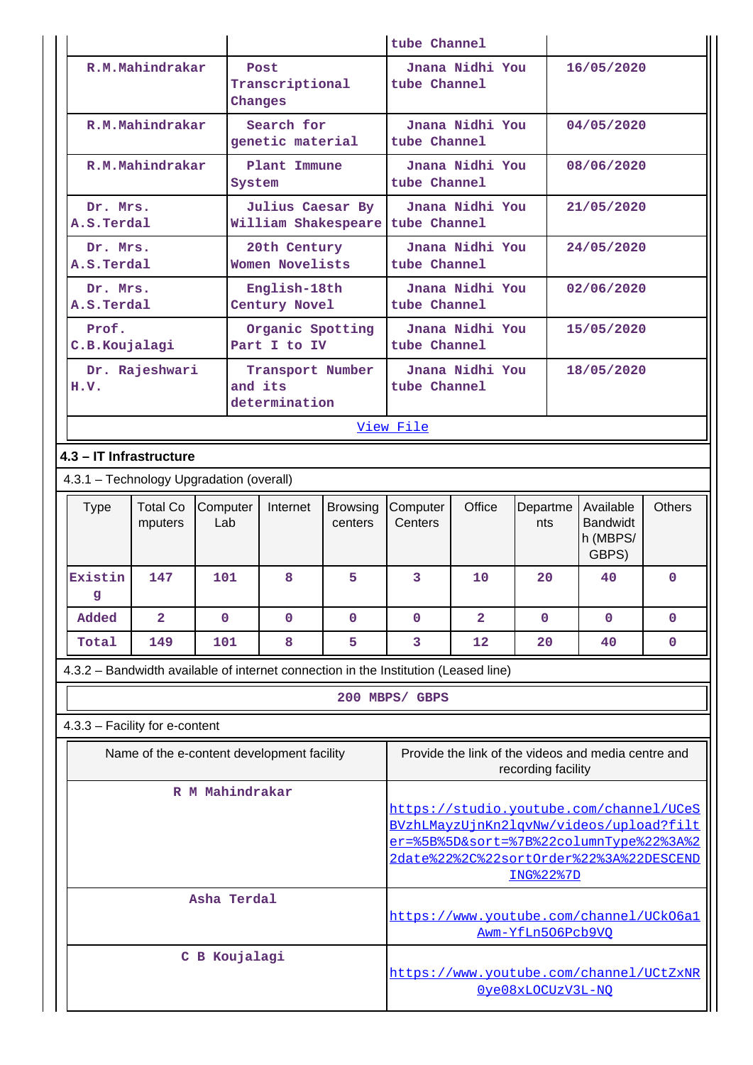| | | tube Channel | |
|---|---|---|---|
| R.M.Mahindrakar | Post Transcriptional Changes | Jnana Nidhi You tube Channel | 16/05/2020 |
| R.M.Mahindrakar | Search for genetic material | Jnana Nidhi You tube Channel | 04/05/2020 |
| R.M.Mahindrakar | Plant Immune System | Jnana Nidhi You tube Channel | 08/06/2020 |
| Dr. Mrs. A.S.Terdal | Julius Caesar By William Shakespeare | Jnana Nidhi You tube Channel | 21/05/2020 |
| Dr. Mrs. A.S.Terdal | 20th Century Women Novelists | Jnana Nidhi You tube Channel | 24/05/2020 |
| Dr. Mrs. A.S.Terdal | English-18th Century Novel | Jnana Nidhi You tube Channel | 02/06/2020 |
| Prof. C.B.Koujalagi | Organic Spotting Part I to IV | Jnana Nidhi You tube Channel | 15/05/2020 |
| Dr. Rajeshwari H.V. | Transport Number and its determination | Jnana Nidhi You tube Channel | 18/05/2020 |

View File

**4.3 – IT Infrastructure**

4.3.1 – Technology Upgradation (overall)

| Type | Total Computers | Computer Lab | Internet | Browsing centers | Computer Centers | Office | Departments | Available Bandwidth (MBPS/ GBPS) | Others |
|---|---|---|---|---|---|---|---|---|---|
| Existing | 147 | 101 | 8 | 5 | 3 | 10 | 20 | 40 | 0 |
| Added | 2 | 0 | 0 | 0 | 0 | 2 | 0 | 0 | 0 |
| Total | 149 | 101 | 8 | 5 | 3 | 12 | 20 | 40 | 0 |

4.3.2 – Bandwidth available of internet connection in the Institution (Leased line)

200 MBPS/ GBPS

4.3.3 – Facility for e-content

| Name of the e-content development facility | Provide the link of the videos and media centre and recording facility |
|---|---|
| R M Mahindrakar | https://studio.youtube.com/channel/UCeSBVzhLMayzUjnKn2lqvNw/videos/upload?filter=%5B%5D&sort=%7B%22columnType%22%3A%22date%22%2C%22sortOrder%22%3A%22DESCENDING%22%7D |
| Asha Terdal | https://www.youtube.com/channel/UCkO6a1Awm-YfLn5O6Pcb9VQ |
| C B Koujalagi | https://www.youtube.com/channel/UCtZxNR0ye08xLOCUzV3L-NQ |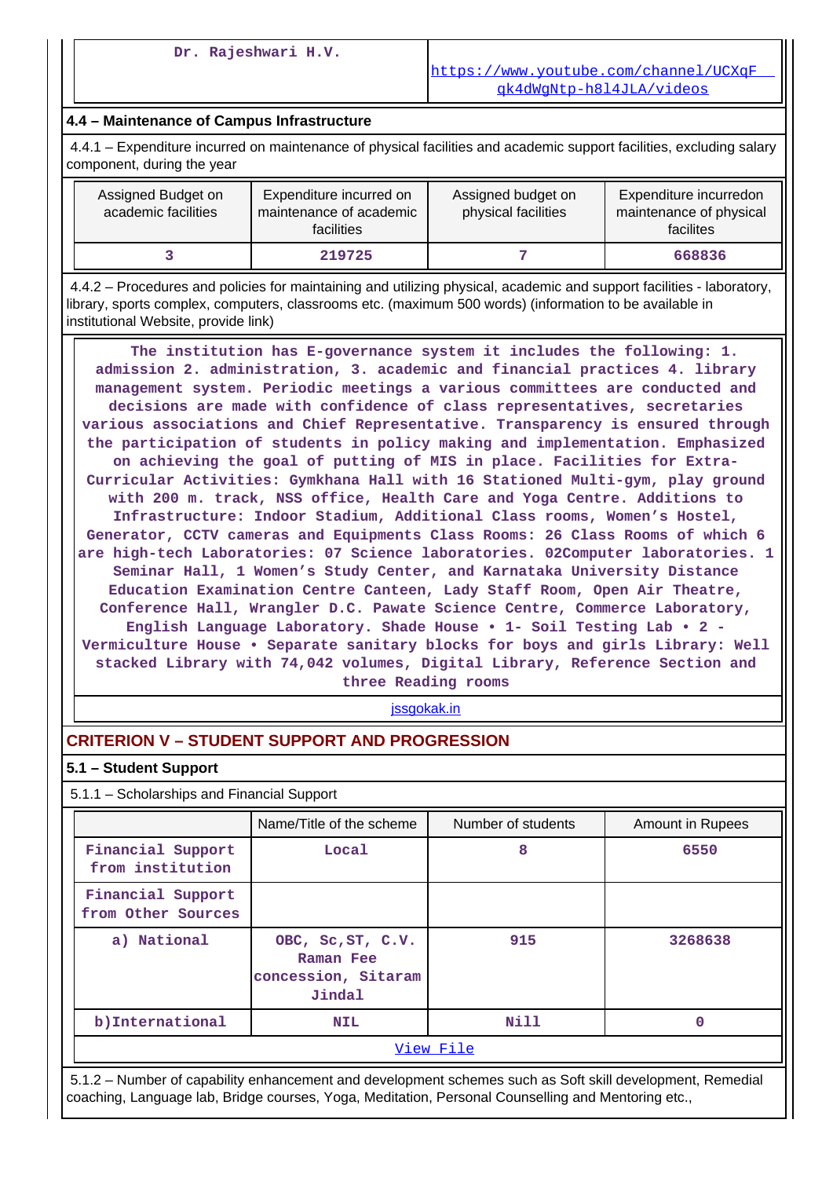| Dr. Rajeshwari H.V. | https://www.youtube.com/channel/UCXqFqk4dWgNtp-h8l4JLA/videos |
|---|---|

## 4.4 – Maintenance of Campus Infrastructure

4.4.1 – Expenditure incurred on maintenance of physical facilities and academic support facilities, excluding salary component, during the year

| Assigned Budget on academic facilities | Expenditure incurred on maintenance of academic facilities | Assigned budget on physical facilities | Expenditure incurredon maintenance of physical facilites |
|---|---|---|---|
| 3 | 219725 | 7 | 668836 |

4.4.2 – Procedures and policies for maintaining and utilizing physical, academic and support facilities - laboratory, library, sports complex, computers, classrooms etc. (maximum 500 words) (information to be available in institutional Website, provide link)

The institution has E-governance system it includes the following: 1. admission 2. administration, 3. academic and financial practices 4. library management system. Periodic meetings a various committees are conducted and decisions are made with confidence of class representatives, secretaries various associations and Chief Representative. Transparency is ensured through the participation of students in policy making and implementation. Emphasized on achieving the goal of putting of MIS in place. Facilities for Extra-Curricular Activities: Gymkhana Hall with 16 Stationed Multi-gym, play ground with 200 m. track, NSS office, Health Care and Yoga Centre. Additions to Infrastructure: Indoor Stadium, Additional Class rooms, Women's Hostel, Generator, CCTV cameras and Equipments Class Rooms: 26 Class Rooms of which 6 are high-tech Laboratories: 07 Science laboratories. 02Computer laboratories. 1 Seminar Hall, 1 Women's Study Center, and Karnataka University Distance Education Examination Centre Canteen, Lady Staff Room, Open Air Theatre, Conference Hall, Wrangler D.C. Pawate Science Centre, Commerce Laboratory, English Language Laboratory. Shade House • 1- Soil Testing Lab • 2 - Vermiculture House • Separate sanitary blocks for boys and girls Library: Well stacked Library with 74,042 volumes, Digital Library, Reference Section and three Reading rooms

jssgokak.in

# CRITERION V – STUDENT SUPPORT AND PROGRESSION

## 5.1 – Student Support

5.1.1 – Scholarships and Financial Support

| | Name/Title of the scheme | Number of students | Amount in Rupees |
|---|---|---|---|
| Financial Support from institution | Local | 8 | 6550 |
| Financial Support from Other Sources | | | |
| a) National | OBC, Sc,ST, C.V. Raman Fee concession, Sitaram Jindal | 915 | 3268638 |
| b)International | NIL | Nill | 0 |

View File

5.1.2 – Number of capability enhancement and development schemes such as Soft skill development, Remedial coaching, Language lab, Bridge courses, Yoga, Meditation, Personal Counselling and Mentoring etc.,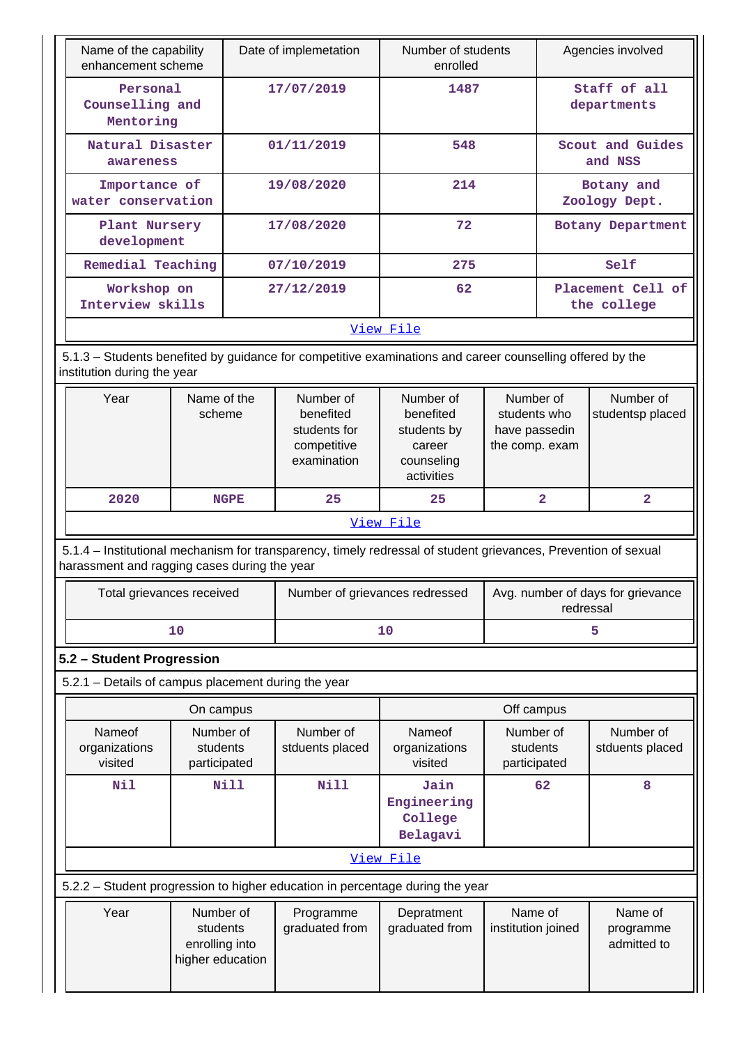| Name of the capability enhancement scheme | Date of implemetation | Number of students enrolled | Agencies involved |
|---|---|---|---|
| Personal Counselling and Mentoring | 17/07/2019 | 1487 | Staff of all departments |
| Natural Disaster awareness | 01/11/2019 | 548 | Scout and Guides and NSS |
| Importance of water conservation | 19/08/2020 | 214 | Botany and Zoology Dept. |
| Plant Nursery development | 17/08/2020 | 72 | Botany Department |
| Remedial Teaching | 07/10/2019 | 275 | Self |
| Workshop on Interview skills | 27/12/2019 | 62 | Placement Cell of the college |

View File

5.1.3 – Students benefited by guidance for competitive examinations and career counselling offered by the institution during the year

| Year | Name of the scheme | Number of benefited students for competitive examination | Number of benefited students by career counseling activities | Number of students who have passedin the comp. exam | Number of studentsp placed |
|---|---|---|---|---|---|
| 2020 | NGPE | 25 | 25 | 2 | 2 |

View File

5.1.4 – Institutional mechanism for transparency, timely redressal of student grievances, Prevention of sexual harassment and ragging cases during the year

| Total grievances received | Number of grievances redressed | Avg. number of days for grievance redressal |
|---|---|---|
| 10 | 10 | 5 |

## 5.2 – Student Progression

5.2.1 – Details of campus placement during the year

| On campus | | | Off campus | | |
|---|---|---|---|---|---|
| Nameof organizations visited | Number of students participated | Number of stduents placed | Nameof organizations visited | Number of students participated | Number of stduents placed |
| Nil | Nill | Nill | Jain Engineering College Belagavi | 62 | 8 |

View File

5.2.2 – Student progression to higher education in percentage during the year

| Year | Number of students enrolling into higher education | Programme graduated from | Depratment graduated from | Name of institution joined | Name of programme admitted to |
|---|---|---|---|---|---|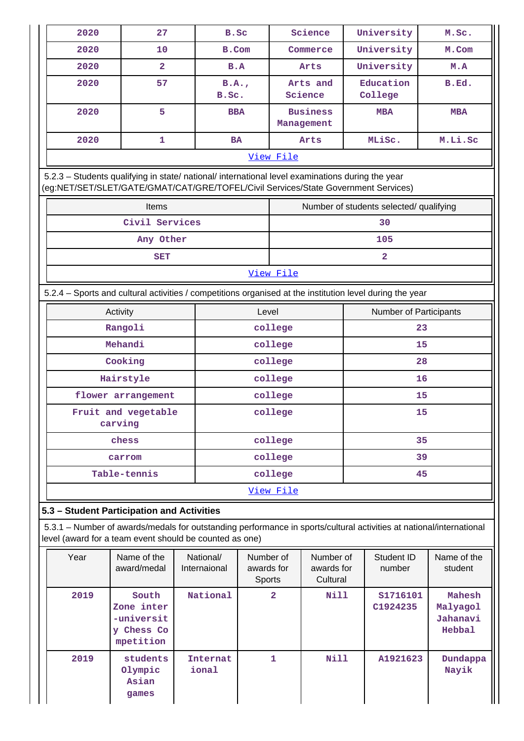| 2020 | 27 | B.Sc | Science | University | M.Sc. |
|---|---|---|---|---|---|
| 2020 | 10 | B.Com | Commerce | University | M.Com |
| 2020 | 2 | B.A | Arts | University | M.A |
| 2020 | 57 | B.A., B.Sc. | Arts and Science | Education College | B.Ed. |
| 2020 | 5 | BBA | Business Management | MBA | MBA |
| 2020 | 1 | BA | Arts | MLiSc. | M.Li.Sc |
| View File | | | | | |

5.2.3 – Students qualifying in state/ national/ international level examinations during the year (eg:NET/SET/SLET/GATE/GMAT/CAT/GRE/TOFEL/Civil Services/State Government Services)

| Items | Number of students selected/ qualifying |
|---|---|
| Civil Services | 30 |
| Any Other | 105 |
| SET | 2 |
| View File | |

5.2.4 – Sports and cultural activities / competitions organised at the institution level during the year

| Activity | Level | Number of Participants |
|---|---|---|
| Rangoli | college | 23 |
| Mehandi | college | 15 |
| Cooking | college | 28 |
| Hairstyle | college | 16 |
| flower arrangement | college | 15 |
| Fruit and vegetable carving | college | 15 |
| chess | college | 35 |
| carrom | college | 39 |
| Table-tennis | college | 45 |
| View File | | |

**5.3 – Student Participation and Activities**

5.3.1 – Number of awards/medals for outstanding performance in sports/cultural activities at national/international level (award for a team event should be counted as one)

| Year | Name of the award/medal | National/ Internaional | Number of awards for Sports | Number of awards for Cultural | Student ID number | Name of the student |
|---|---|---|---|---|---|---|
| 2019 | South Zone inter-university Chess Competition | National | 2 | Nill | S1716101 C1924235 | Mahesh Malyagol Jahanavi Hebbal |
| 2019 | students Olympic Asian games | International | 1 | Nill | A1921623 | Dundappa Nayik |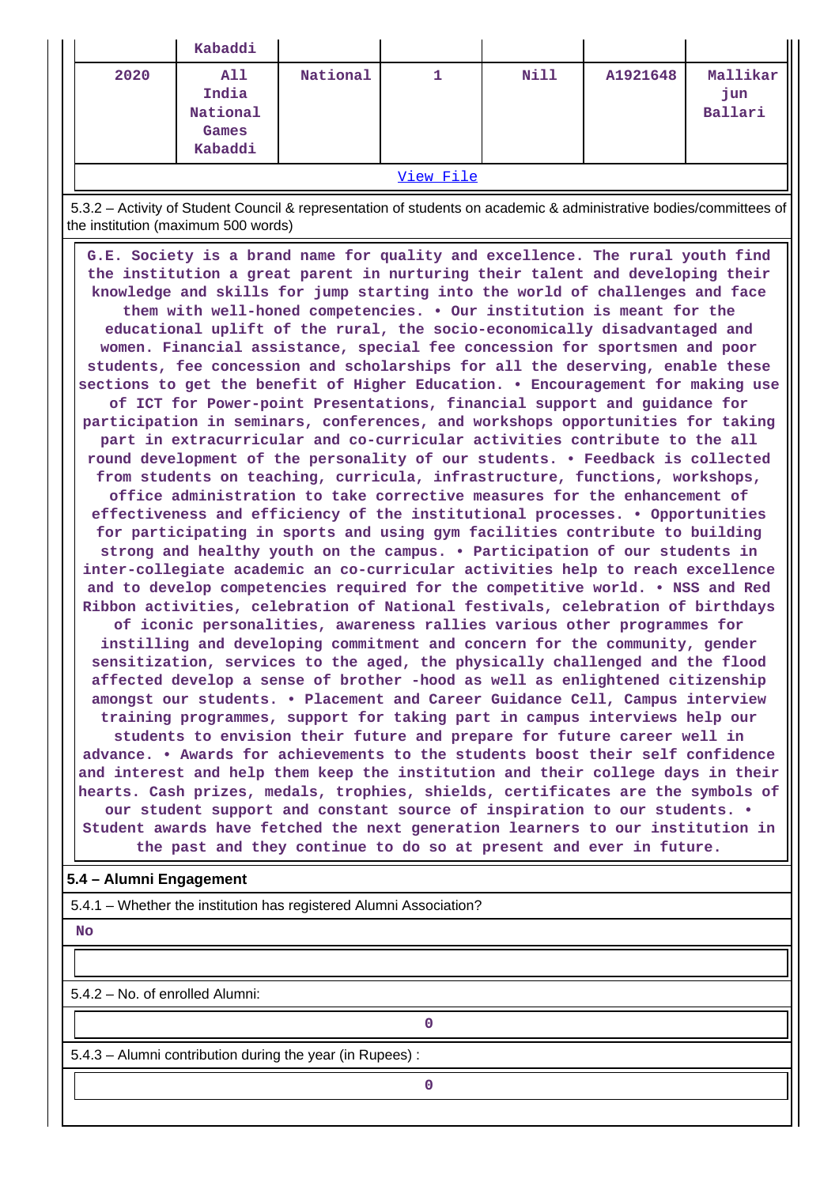| | Kabaddi | | | | | |
|---|---|---|---|---|---|---|
| 2020 | All India National Games Kabaddi | National | 1 | Nill | A1921648 | Mallikarjun Ballari |

View File

5.3.2 – Activity of Student Council & representation of students on academic & administrative bodies/committees of the institution (maximum 500 words)

G.E. Society is a brand name for quality and excellence. The rural youth find the institution a great parent in nurturing their talent and developing their knowledge and skills for jump starting into the world of challenges and face them with well-honed competencies. • Our institution is meant for the educational uplift of the rural, the socio-economically disadvantaged and women. Financial assistance, special fee concession for sportsmen and poor students, fee concession and scholarships for all the deserving, enable these sections to get the benefit of Higher Education. • Encouragement for making use of ICT for Power-point Presentations, financial support and guidance for participation in seminars, conferences, and workshops opportunities for taking part in extracurricular and co-curricular activities contribute to the all round development of the personality of our students. • Feedback is collected from students on teaching, curricula, infrastructure, functions, workshops, office administration to take corrective measures for the enhancement of effectiveness and efficiency of the institutional processes. • Opportunities for participating in sports and using gym facilities contribute to building strong and healthy youth on the campus. • Participation of our students in inter-collegiate academic an co-curricular activities help to reach excellence and to develop competencies required for the competitive world. • NSS and Red Ribbon activities, celebration of National festivals, celebration of birthdays of iconic personalities, awareness rallies various other programmes for instilling and developing commitment and concern for the community, gender sensitization, services to the aged, the physically challenged and the flood affected develop a sense of brother -hood as well as enlightened citizenship amongst our students. • Placement and Career Guidance Cell, Campus interview training programmes, support for taking part in campus interviews help our students to envision their future and prepare for future career well in advance. • Awards for achievements to the students boost their self confidence and interest and help them keep the institution and their college days in their hearts. Cash prizes, medals, trophies, shields, certificates are the symbols of our student support and constant source of inspiration to our students. • Student awards have fetched the next generation learners to our institution in the past and they continue to do so at present and ever in future.

**5.4 – Alumni Engagement**

5.4.1 – Whether the institution has registered Alumni Association?

No

5.4.2 – No. of enrolled Alumni:

0

5.4.3 – Alumni contribution during the year (in Rupees) :

0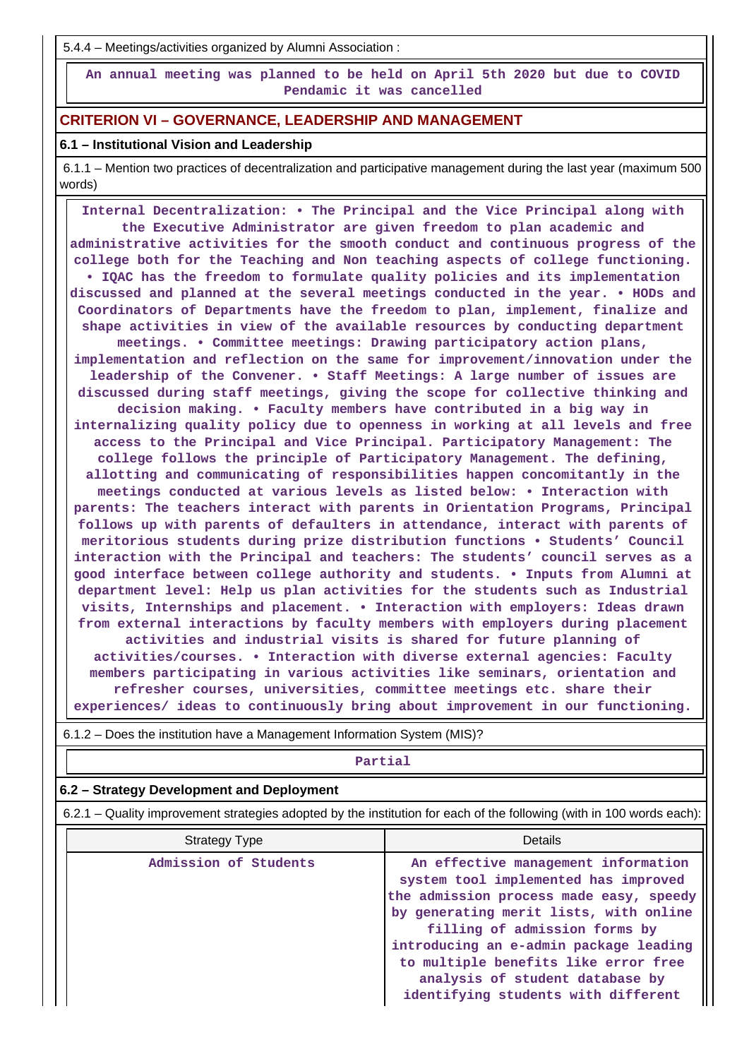5.4.4 – Meetings/activities organized by Alumni Association :

An annual meeting was planned to be held on April 5th 2020 but due to COVID Pendamic it was cancelled

## CRITERION VI – GOVERNANCE, LEADERSHIP AND MANAGEMENT

### 6.1 – Institutional Vision and Leadership

6.1.1 – Mention two practices of decentralization and participative management during the last year (maximum 500 words)

Internal Decentralization: • The Principal and the Vice Principal along with the Executive Administrator are given freedom to plan academic and administrative activities for the smooth conduct and continuous progress of the college both for the Teaching and Non teaching aspects of college functioning. • IQAC has the freedom to formulate quality policies and its implementation discussed and planned at the several meetings conducted in the year. • HODs and Coordinators of Departments have the freedom to plan, implement, finalize and shape activities in view of the available resources by conducting department meetings. • Committee meetings: Drawing participatory action plans, implementation and reflection on the same for improvement/innovation under the leadership of the Convener. • Staff Meetings: A large number of issues are discussed during staff meetings, giving the scope for collective thinking and decision making. • Faculty members have contributed in a big way in internalizing quality policy due to openness in working at all levels and free access to the Principal and Vice Principal. Participatory Management: The college follows the principle of Participatory Management. The defining, allotting and communicating of responsibilities happen concomitantly in the meetings conducted at various levels as listed below: • Interaction with parents: The teachers interact with parents in Orientation Programs, Principal follows up with parents of defaulters in attendance, interact with parents of meritorious students during prize distribution functions • Students' Council interaction with the Principal and teachers: The students' council serves as a good interface between college authority and students. • Inputs from Alumni at department level: Help us plan activities for the students such as Industrial visits, Internships and placement. • Interaction with employers: Ideas drawn from external interactions by faculty members with employers during placement activities and industrial visits is shared for future planning of activities/courses. • Interaction with diverse external agencies: Faculty members participating in various activities like seminars, orientation and refresher courses, universities, committee meetings etc. share their experiences/ ideas to continuously bring about improvement in our functioning.

6.1.2 – Does the institution have a Management Information System (MIS)?

Partial

### 6.2 – Strategy Development and Deployment

6.2.1 – Quality improvement strategies adopted by the institution for each of the following (with in 100 words each):

| Strategy Type | Details |
|---|---|
| Admission of Students | An effective management information system tool implemented has improved the admission process made easy, speedy by generating merit lists, with online filling of admission forms by introducing an e-admin package leading to multiple benefits like error free analysis of student database by identifying students with different |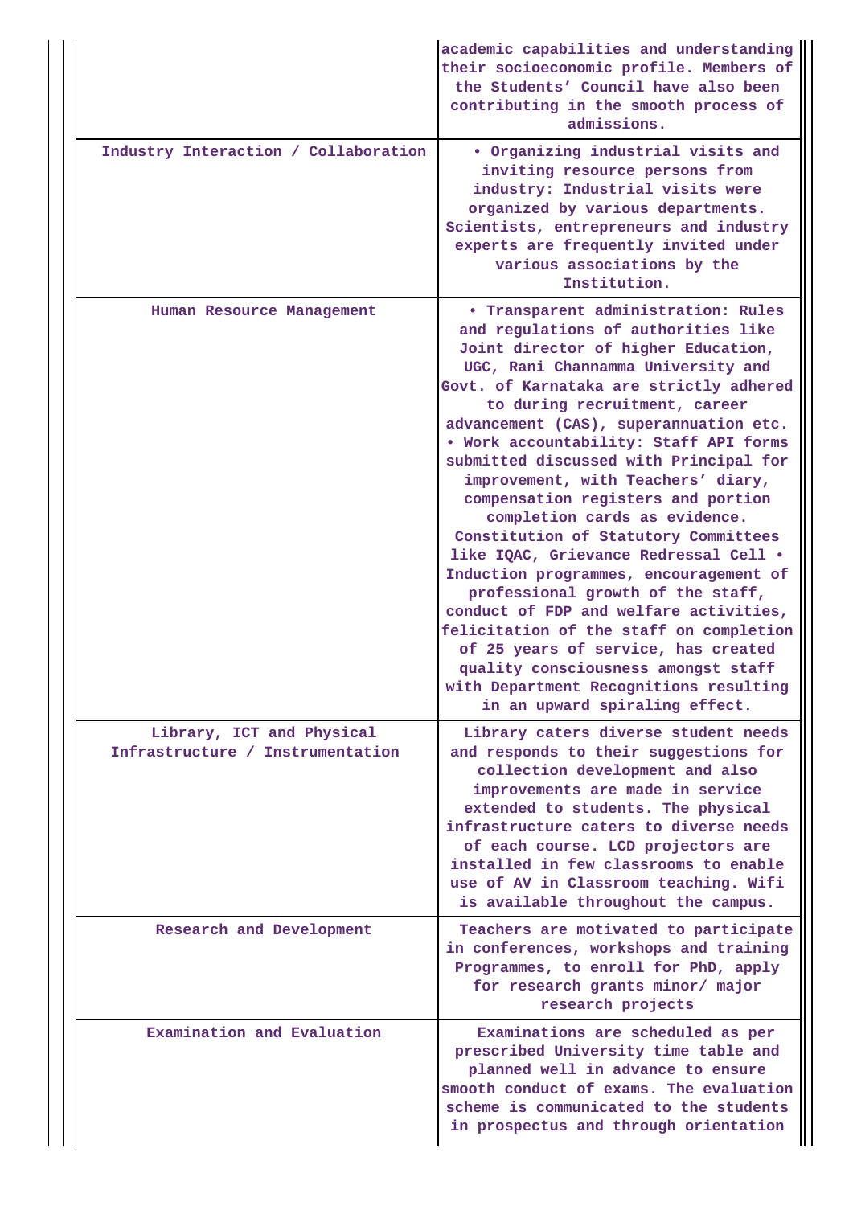| | |
|---|---|
| | academic capabilities and understanding their socioeconomic profile. Members of the Students' Council have also been contributing in the smooth process of admissions. |
| Industry Interaction / Collaboration | • Organizing industrial visits and inviting resource persons from industry: Industrial visits were organized by various departments. Scientists, entrepreneurs and industry experts are frequently invited under various associations by the Institution. |
| Human Resource Management | • Transparent administration: Rules and regulations of authorities like Joint director of higher Education, UGC, Rani Channamma University and Govt. of Karnataka are strictly adhered to during recruitment, career advancement (CAS), superannuation etc. • Work accountability: Staff API forms submitted discussed with Principal for improvement, with Teachers' diary, compensation registers and portion completion cards as evidence. Constitution of Statutory Committees like IQAC, Grievance Redressal Cell • Induction programmes, encouragement of professional growth of the staff, conduct of FDP and welfare activities, felicitation of the staff on completion of 25 years of service, has created quality consciousness amongst staff with Department Recognitions resulting in an upward spiraling effect. |
| Library, ICT and Physical Infrastructure / Instrumentation | Library caters diverse student needs and responds to their suggestions for collection development and also improvements are made in service extended to students. The physical infrastructure caters to diverse needs of each course. LCD projectors are installed in few classrooms to enable use of AV in Classroom teaching. Wifi is available throughout the campus. |
| Research and Development | Teachers are motivated to participate in conferences, workshops and training Programmes, to enroll for PhD, apply for research grants minor/ major research projects |
| Examination and Evaluation | Examinations are scheduled as per prescribed University time table and planned well in advance to ensure smooth conduct of exams. The evaluation scheme is communicated to the students in prospectus and through orientation |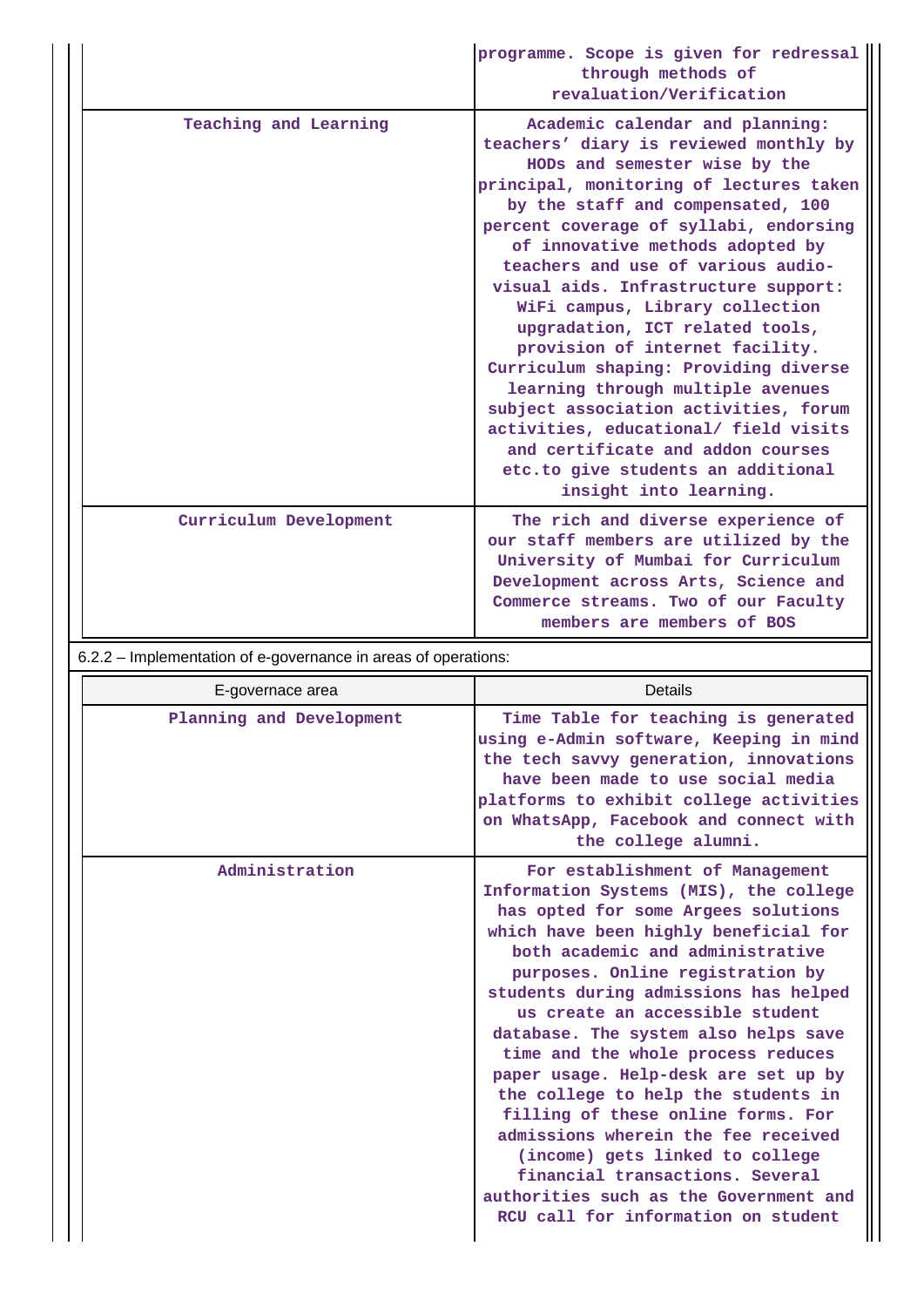| | |
|---|---|
| | programme. Scope is given for redressal through methods of revaluation/Verification |
| Teaching and Learning | Academic calendar and planning: teachers' diary is reviewed monthly by HODs and semester wise by the principal, monitoring of lectures taken by the staff and compensated, 100 percent coverage of syllabi, endorsing of innovative methods adopted by teachers and use of various audio-visual aids. Infrastructure support: WiFi campus, Library collection upgradation, ICT related tools, provision of internet facility. Curriculum shaping: Providing diverse learning through multiple avenues subject association activities, forum activities, educational/ field visits and certificate and addon courses etc.to give students an additional insight into learning. |
| Curriculum Development | The rich and diverse experience of our staff members are utilized by the University of Mumbai for Curriculum Development across Arts, Science and Commerce streams. Two of our Faculty members are members of BOS |

6.2.2 – Implementation of e-governance in areas of operations:

| E-governace area | Details |
|---|---|
| Planning and Development | Time Table for teaching is generated using e-Admin software, Keeping in mind the tech savvy generation, innovations have been made to use social media platforms to exhibit college activities on WhatsApp, Facebook and connect with the college alumni. |
| Administration | For establishment of Management Information Systems (MIS), the college has opted for some Argees solutions which have been highly beneficial for both academic and administrative purposes. Online registration by students during admissions has helped us create an accessible student database. The system also helps save time and the whole process reduces paper usage. Help-desk are set up by the college to help the students in filling of these online forms. For admissions wherein the fee received (income) gets linked to college financial transactions. Several authorities such as the Government and RCU call for information on student |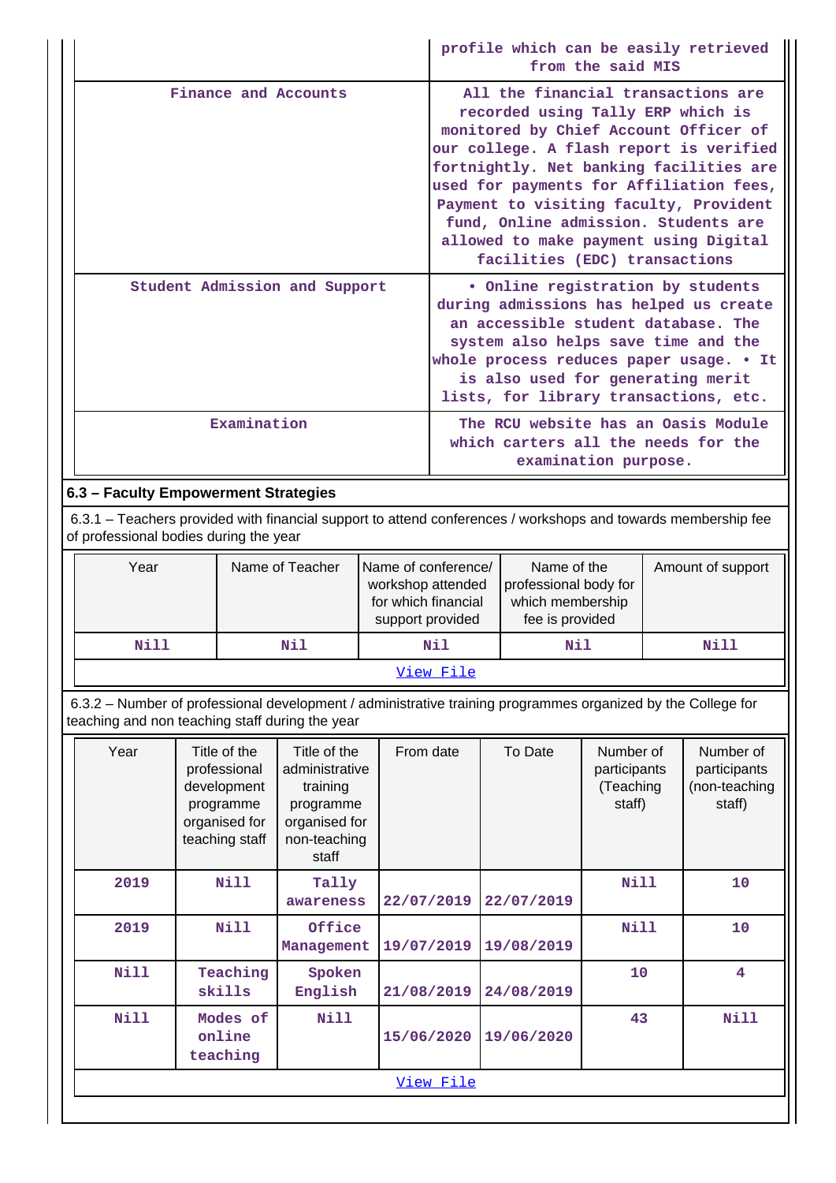| | |
|---|---|
| | profile which can be easily retrieved from the said MIS |
| Finance and Accounts | All the financial transactions are recorded using Tally ERP which is monitored by Chief Account Officer of our college. A flash report is verified fortnightly. Net banking facilities are used for payments for Affiliation fees, Payment to visiting faculty, Provident fund, Online admission. Students are allowed to make payment using Digital facilities (EDC) transactions |
| Student Admission and Support | • Online registration by students during admissions has helped us create an accessible student database. The system also helps save time and the whole process reduces paper usage. • It is also used for generating merit lists, for library transactions, etc. |
| Examination | The RCU website has an Oasis Module which carters all the needs for the examination purpose. |

## 6.3 – Faculty Empowerment Strategies

6.3.1 – Teachers provided with financial support to attend conferences / workshops and towards membership fee of professional bodies during the year

| Year | Name of Teacher | Name of conference/ workshop attended for which financial support provided | Name of the professional body for which membership fee is provided | Amount of support |
|---|---|---|---|---|
| Nill | Nil | Nil | Nil | Nill |

View File

6.3.2 – Number of professional development / administrative training programmes organized by the College for teaching and non teaching staff during the year

| Year | Title of the professional development programme organised for teaching staff | Title of the administrative training programme organised for non-teaching staff | From date | To Date | Number of participants (Teaching staff) | Number of participants (non-teaching staff) |
|---|---|---|---|---|---|---|
| 2019 | Nill | Tally awareness | 22/07/2019 | 22/07/2019 | Nill | 10 |
| 2019 | Nill | Office Management | 19/07/2019 | 19/08/2019 | Nill | 10 |
| Nill | Teaching skills | Spoken English | 21/08/2019 | 24/08/2019 | 10 | 4 |
| Nill | Modes of online teaching | Nill | 15/06/2020 | 19/06/2020 | 43 | Nill |

View File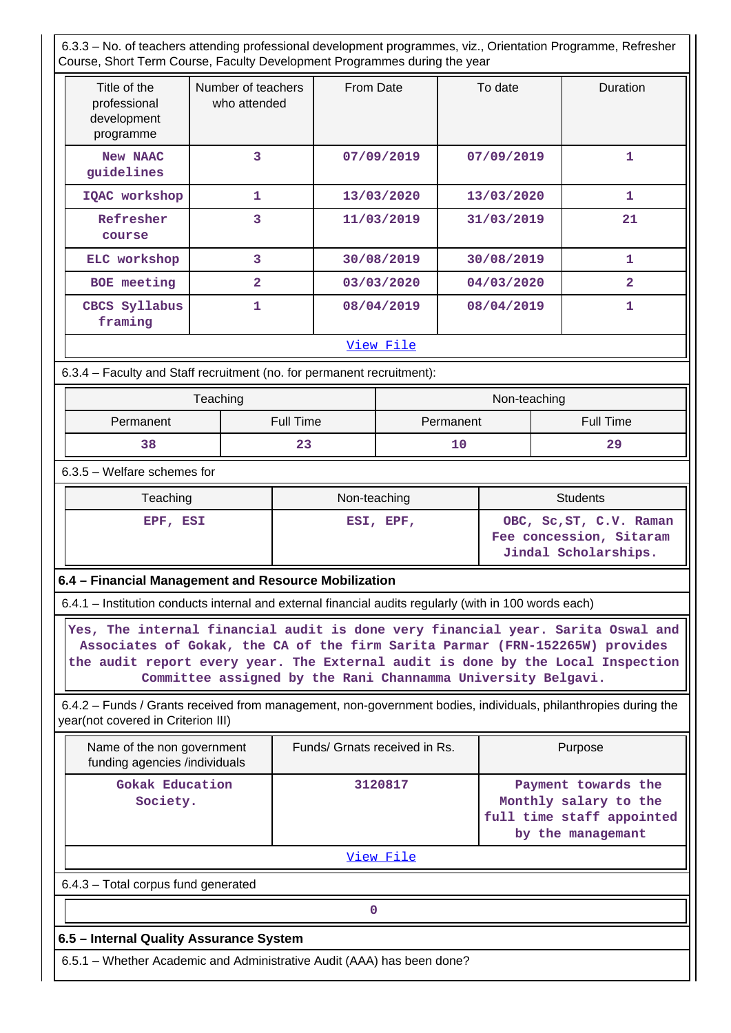6.3.3 – No. of teachers attending professional development programmes, viz., Orientation Programme, Refresher Course, Short Term Course, Faculty Development Programmes during the year

| Title of the professional development programme | Number of teachers who attended | From Date | To date | Duration |
|---|---|---|---|---|
| New NAAC guidelines | 3 | 07/09/2019 | 07/09/2019 | 1 |
| IQAC workshop | 1 | 13/03/2020 | 13/03/2020 | 1 |
| Refresher course | 3 | 11/03/2019 | 31/03/2019 | 21 |
| ELC workshop | 3 | 30/08/2019 | 30/08/2019 | 1 |
| BOE meeting | 2 | 03/03/2020 | 04/03/2020 | 2 |
| CBCS Syllabus framing | 1 | 08/04/2019 | 08/04/2019 | 1 |

View File

6.3.4 – Faculty and Staff recruitment (no. for permanent recruitment):

| Teaching | | Non-teaching | |
|---|---|---|---|
| Permanent | Full Time | Permanent | Full Time |
| 38 | 23 | 10 | 29 |

6.3.5 – Welfare schemes for

| Teaching | Non-teaching | Students |
|---|---|---|
| EPF, ESI | ESI, EPF, | OBC, Sc,ST, C.V. Raman Fee concession, Sitaram Jindal Scholarships. |

### 6.4 – Financial Management and Resource Mobilization

6.4.1 – Institution conducts internal and external financial audits regularly (with in 100 words each)

Yes, The internal financial audit is done very financial year. Sarita Oswal and Associates of Gokak, the CA of the firm Sarita Parmar (FRN-152265W) provides the audit report every year. The External audit is done by the Local Inspection Committee assigned by the Rani Channamma University Belgavi.

6.4.2 – Funds / Grants received from management, non-government bodies, individuals, philanthropies during the year(not covered in Criterion III)

| Name of the non government funding agencies /individuals | Funds/ Grnats received in Rs. | Purpose |
|---|---|---|
| Gokak Education Society. | 3120817 | Payment towards the Monthly salary to the full time staff appointed by the managemant |

View File

6.4.3 – Total corpus fund generated

0

### 6.5 – Internal Quality Assurance System

6.5.1 – Whether Academic and Administrative Audit (AAA) has been done?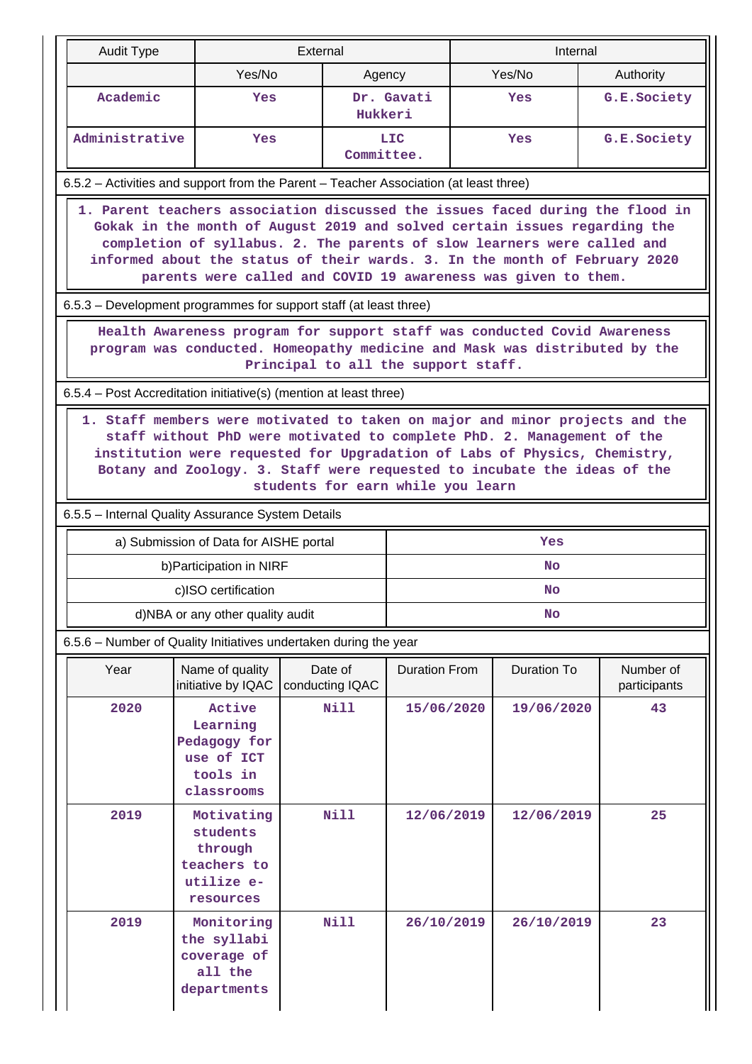| Audit Type | External | | Internal | |
|---|---|---|---|---|
| | Yes/No | Agency | Yes/No | Authority |
| Academic | Yes | Dr. Gavati Hukkeri | Yes | G.E.Society |
| Administrative | Yes | LIC Committee. | Yes | G.E.Society |

6.5.2 – Activities and support from the Parent – Teacher Association (at least three)

1. Parent teachers association discussed the issues faced during the flood in Gokak in the month of August 2019 and solved certain issues regarding the completion of syllabus. 2. The parents of slow learners were called and informed about the status of their wards. 3. In the month of February 2020 parents were called and COVID 19 awareness was given to them.

6.5.3 – Development programmes for support staff (at least three)

Health Awareness program for support staff was conducted Covid Awareness program was conducted. Homeopathy medicine and Mask was distributed by the Principal to all the support staff.

6.5.4 – Post Accreditation initiative(s) (mention at least three)

1. Staff members were motivated to taken on major and minor projects and the staff without PhD were motivated to complete PhD. 2. Management of the institution were requested for Upgradation of Labs of Physics, Chemistry, Botany and Zoology. 3. Staff were requested to incubate the ideas of the students for earn while you learn

6.5.5 – Internal Quality Assurance System Details

| | |
|---|---|
| a) Submission of Data for AISHE portal | Yes |
| b)Participation in NIRF | No |
| c)ISO certification | No |
| d)NBA or any other quality audit | No |

6.5.6 – Number of Quality Initiatives undertaken during the year

| Year | Name of quality initiative by IQAC | Date of conducting IQAC | Duration From | Duration To | Number of participants |
|---|---|---|---|---|---|
| 2020 | Active Learning Pedagogy for use of ICT tools in classrooms | Nill | 15/06/2020 | 19/06/2020 | 43 |
| 2019 | Motivating students through teachers to utilize e-resources | Nill | 12/06/2019 | 12/06/2019 | 25 |
| 2019 | Monitoring the syllabi coverage of all the departments | Nill | 26/10/2019 | 26/10/2019 | 23 |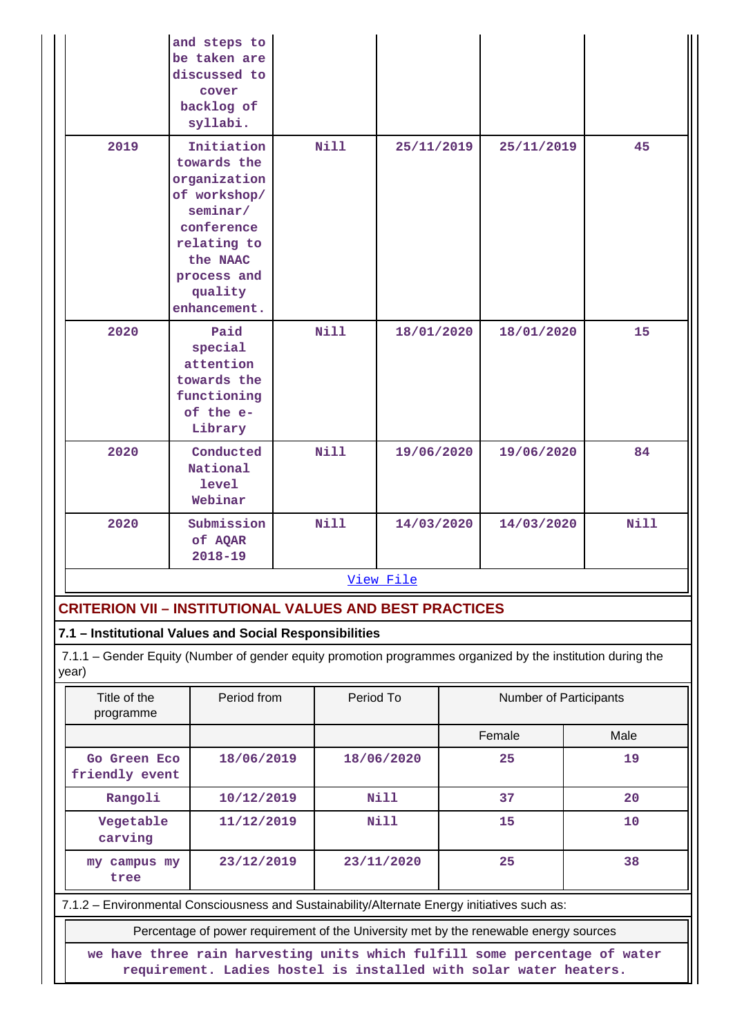| | | | | | |
|---|---|---|---|---|---|
| | and steps to be taken are discussed to cover backlog of syllabi. | | | | |
| 2019 | Initiation towards the organization of workshop/ seminar/ conference relating to the NAAC process and quality enhancement. | Nill | 25/11/2019 | 25/11/2019 | 45 |
| 2020 | Paid special attention towards the functioning of the e-Library | Nill | 18/01/2020 | 18/01/2020 | 15 |
| 2020 | Conducted National level Webinar | Nill | 19/06/2020 | 19/06/2020 | 84 |
| 2020 | Submission of AQAR 2018-19 | Nill | 14/03/2020 | 14/03/2020 | Nill |

[View File](#)

## CRITERION VII – INSTITUTIONAL VALUES AND BEST PRACTICES

### 7.1 – Institutional Values and Social Responsibilities

7.1.1 – Gender Equity (Number of gender equity promotion programmes organized by the institution during the year)

| Title of the programme | Period from | Period To | Number of Participants | |
|---|---|---|---|---|
| | | | Female | Male |
| Go Green Eco friendly event | 18/06/2019 | 18/06/2020 | 25 | 19 |
| Rangoli | 10/12/2019 | Nill | 37 | 20 |
| Vegetable carving | 11/12/2019 | Nill | 15 | 10 |
| my campus my tree | 23/12/2019 | 23/11/2020 | 25 | 38 |

7.1.2 – Environmental Consciousness and Sustainability/Alternate Energy initiatives such as:

| Percentage of power requirement of the University met by the renewable energy sources |
|---|
| we have three rain harvesting units which fulfill some percentage of water requirement. Ladies hostel is installed with solar water heaters. |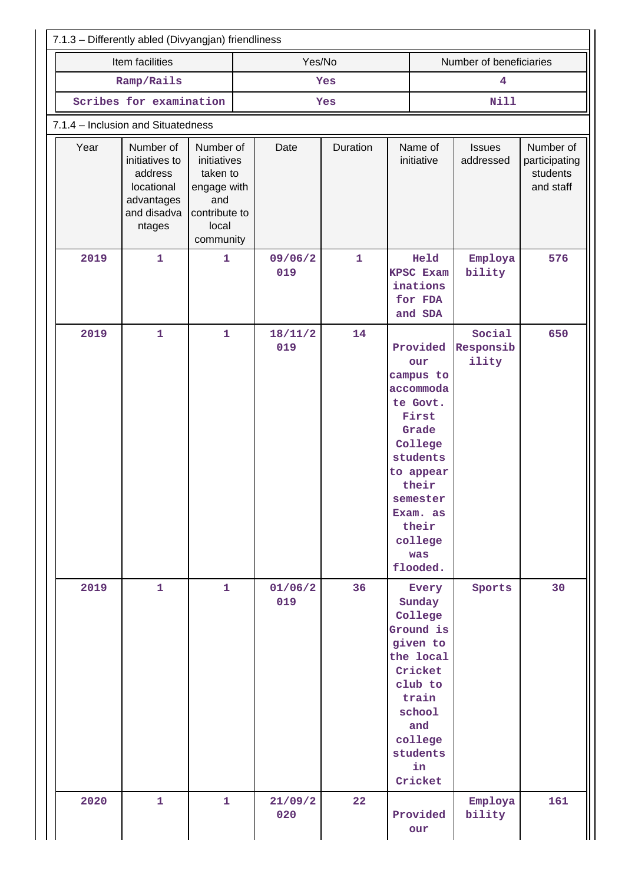7.1.3 – Differently abled (Divyangjan) friendliness

| Item facilities | Yes/No | Number of beneficiaries |
|---|---|---|
| Ramp/Rails | Yes | 4 |
| Scribes for examination | Yes | Nill |

7.1.4 – Inclusion and Situatedness

| Year | Number of initiatives to address locational advantages and disadvantages | Number of initiatives taken to engage with and contribute to local community | Date | Duration | Name of initiative | Issues addressed | Number of participating students and staff |
|---|---|---|---|---|---|---|---|
| 2019 | 1 | 1 | 09/06/2019 | 1 | Held KPSC Examinations for FDA and SDA | Employability | 576 |
| 2019 | 1 | 1 | 18/11/2019 | 14 | Provided our campus to accommodate Govt. First Grade College students to appear their semester Exam. as their college was flooded. | Social Responsibility | 650 |
| 2019 | 1 | 1 | 01/06/2019 | 36 | Every Sunday College Ground is given to the local Cricket club to train school and college students in Cricket | Sports | 30 |
| 2020 | 1 | 1 | 21/09/2020 | 22 | Provided our | Employability | 161 |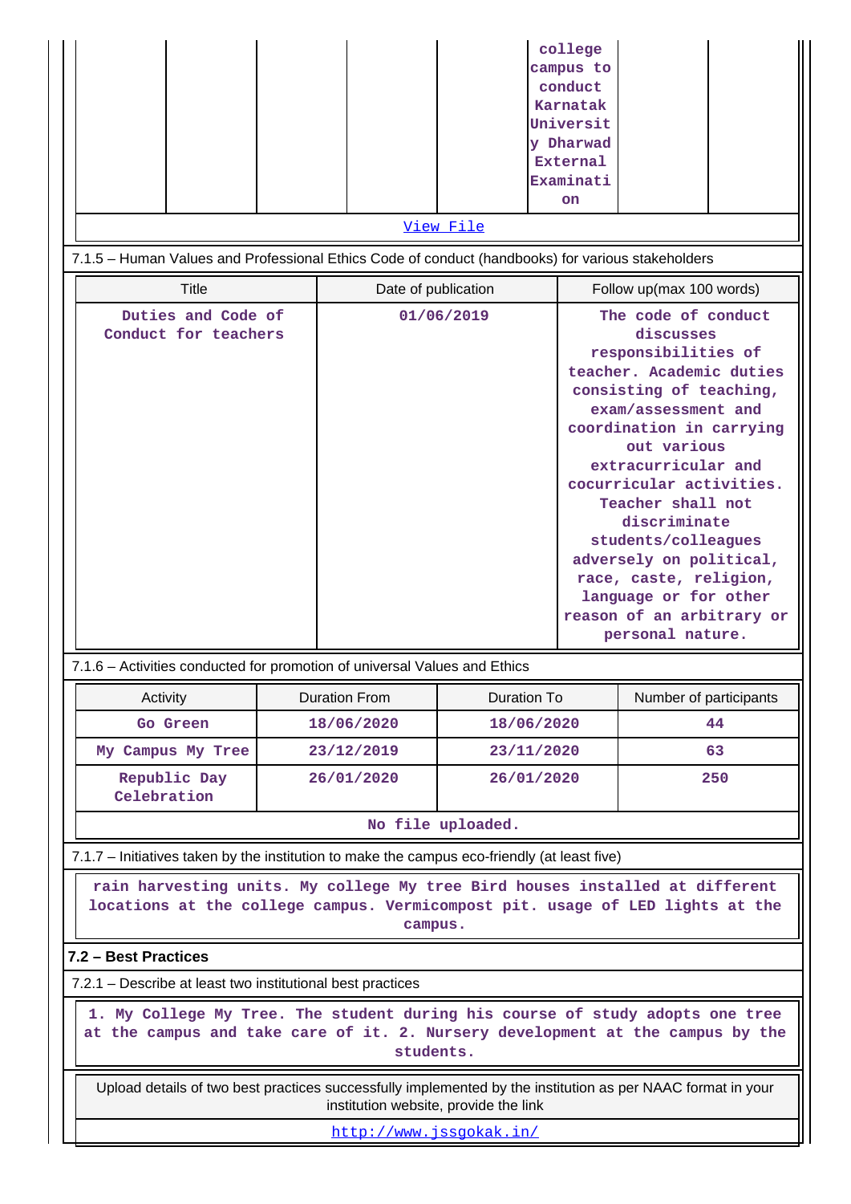| | | | | | college campus to conduct Karnatak University Dharwad External Examination | | |
|---|---|---|---|---|---|---|---|

View File

7.1.5 – Human Values and Professional Ethics Code of conduct (handbooks) for various stakeholders

| Title | Date of publication | Follow up(max 100 words) |
|---|---|---|
| Duties and Code of Conduct for teachers | 01/06/2019 | The code of conduct discusses responsibilities of teacher. Academic duties consisting of teaching, exam/assessment and coordination in carrying out various extracurricular and cocurricular activities. Teacher shall not discriminate students/colleagues adversely on political, race, caste, religion, language or for other reason of an arbitrary or personal nature. |

7.1.6 – Activities conducted for promotion of universal Values and Ethics

| Activity | Duration From | Duration To | Number of participants |
|---|---|---|---|
| Go Green | 18/06/2020 | 18/06/2020 | 44 |
| My Campus My Tree | 23/12/2019 | 23/11/2020 | 63 |
| Republic Day Celebration | 26/01/2020 | 26/01/2020 | 250 |

No file uploaded.

7.1.7 – Initiatives taken by the institution to make the campus eco-friendly (at least five)

rain harvesting units. My college My tree Bird houses installed at different locations at the college campus. Vermicompost pit. usage of LED lights at the campus.

**7.2 – Best Practices**

7.2.1 – Describe at least two institutional best practices

1. My College My Tree. The student during his course of study adopts one tree at the campus and take care of it. 2. Nursery development at the campus by the students.

Upload details of two best practices successfully implemented by the institution as per NAAC format in your institution website, provide the link

http://www.jssgokak.in/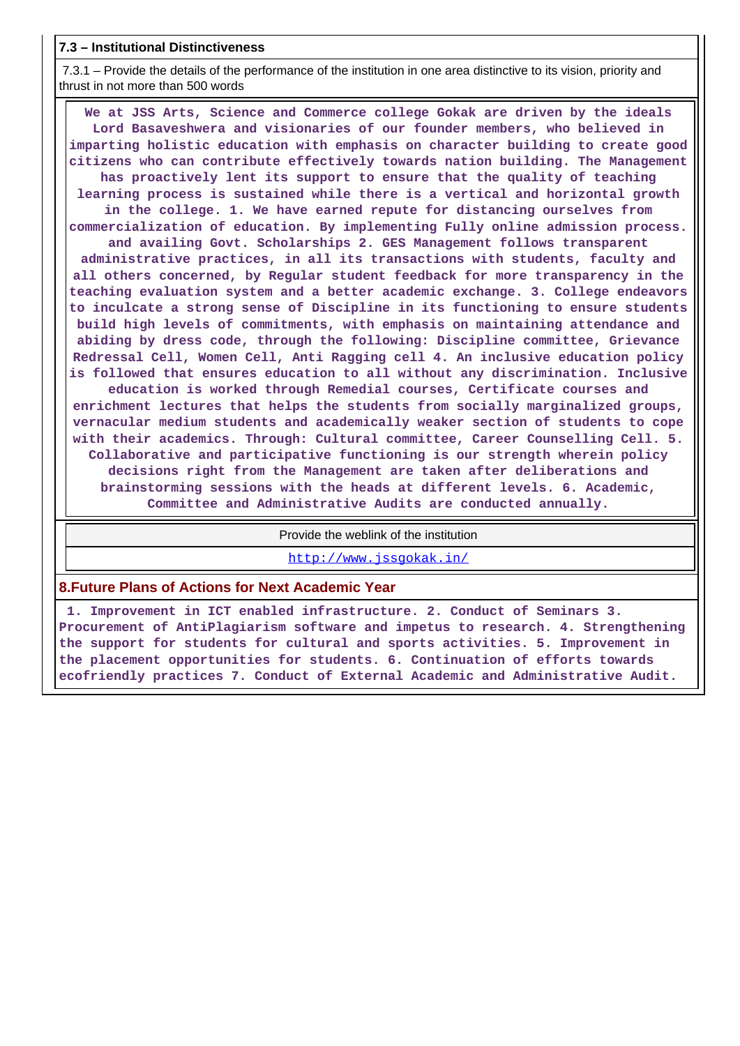**7.3 – Institutional Distinctiveness**

7.3.1 – Provide the details of the performance of the institution in one area distinctive to its vision, priority and thrust in not more than 500 words

**We at JSS Arts, Science and Commerce college Gokak are driven by the ideals Lord Basaveshwera and visionaries of our founder members, who believed in imparting holistic education with emphasis on character building to create good citizens who can contribute effectively towards nation building. The Management has proactively lent its support to ensure that the quality of teaching learning process is sustained while there is a vertical and horizontal growth in the college. 1. We have earned repute for distancing ourselves from commercialization of education. By implementing Fully online admission process. and availing Govt. Scholarships 2. GES Management follows transparent administrative practices, in all its transactions with students, faculty and all others concerned, by Regular student feedback for more transparency in the teaching evaluation system and a better academic exchange. 3. College endeavors to inculcate a strong sense of Discipline in its functioning to ensure students build high levels of commitments, with emphasis on maintaining attendance and abiding by dress code, through the following: Discipline committee, Grievance Redressal Cell, Women Cell, Anti Ragging cell 4. An inclusive education policy is followed that ensures education to all without any discrimination. Inclusive education is worked through Remedial courses, Certificate courses and enrichment lectures that helps the students from socially marginalized groups, vernacular medium students and academically weaker section of students to cope with their academics. Through: Cultural committee, Career Counselling Cell. 5. Collaborative and participative functioning is our strength wherein policy decisions right from the Management are taken after deliberations and brainstorming sessions with the heads at different levels. 6. Academic, Committee and Administrative Audits are conducted annually.**

| Provide the weblink of the institution |
| --- |
| http://www.jssgokak.in/ |

## 8.Future Plans of Actions for Next Academic Year

**1. Improvement in ICT enabled infrastructure. 2. Conduct of Seminars 3. Procurement of AntiPlagiarism software and impetus to research. 4. Strengthening the support for students for cultural and sports activities. 5. Improvement in the placement opportunities for students. 6. Continuation of efforts towards ecofriendly practices 7. Conduct of External Academic and Administrative Audit.**